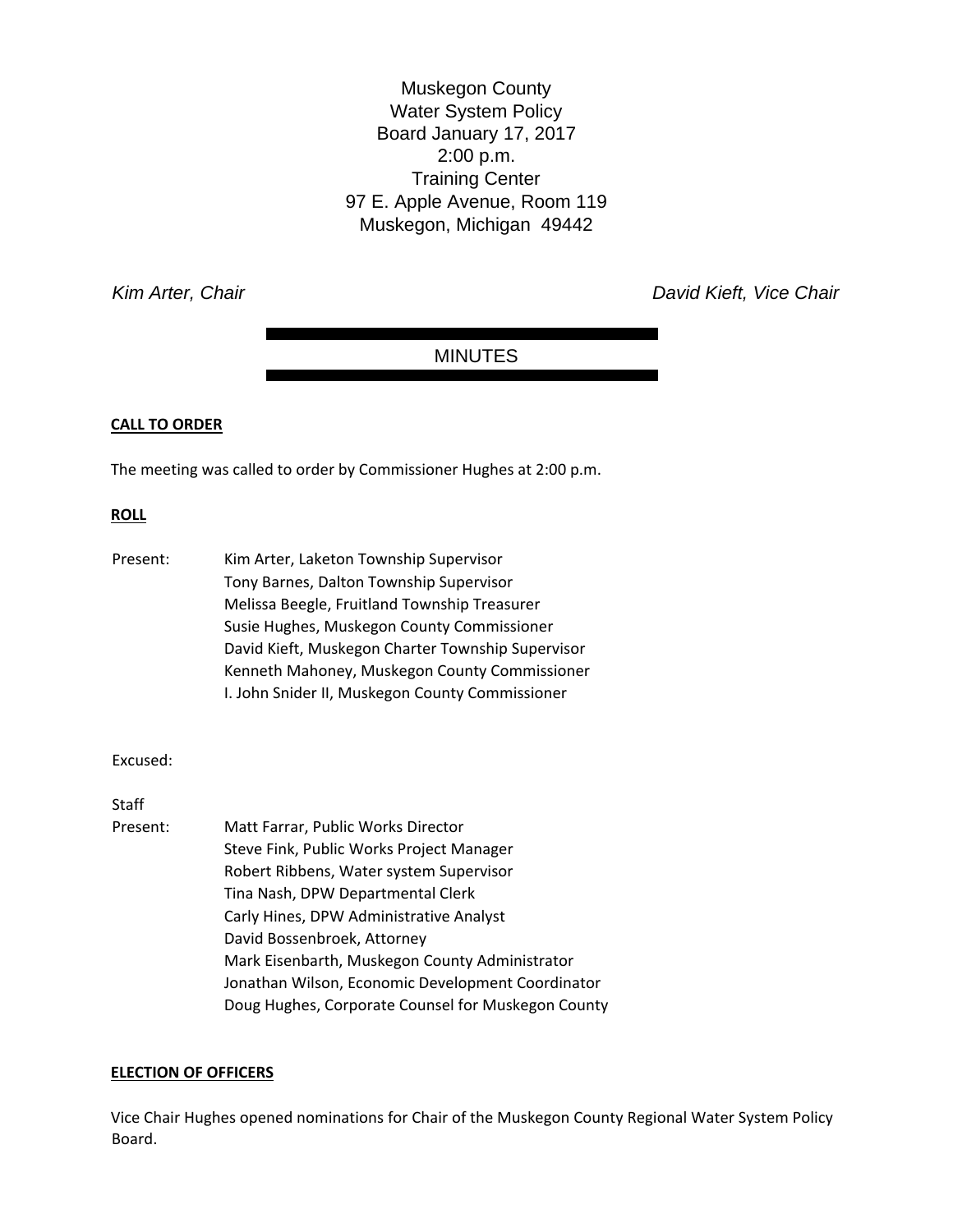Muskegon County
Water System Policy
Board January 17, 2017
2:00 p.m.
Training Center
97 E. Apple Avenue, Room 119
Muskegon, Michigan 49442

*Kim Arter, Chair* *David Kieft, Vice Chair*

## MINUTES

**CALL TO ORDER**

The meeting was called to order by Commissioner Hughes at 2:00 p.m.

**ROLL**

Present:
- Kim Arter, Laketon Township Supervisor
- Tony Barnes, Dalton Township Supervisor
- Melissa Beegle, Fruitland Township Treasurer
- Susie Hughes, Muskegon County Commissioner
- David Kieft, Muskegon Charter Township Supervisor
- Kenneth Mahoney, Muskegon County Commissioner
- I. John Snider II, Muskegon County Commissioner

Excused:

Staff Present:
- Matt Farrar, Public Works Director
- Steve Fink, Public Works Project Manager
- Robert Ribbens, Water system Supervisor
- Tina Nash, DPW Departmental Clerk
- Carly Hines, DPW Administrative Analyst
- David Bossenbroek, Attorney
- Mark Eisenbarth, Muskegon County Administrator
- Jonathan Wilson, Economic Development Coordinator
- Doug Hughes, Corporate Counsel for Muskegon County

**ELECTION OF OFFICERS**

Vice Chair Hughes opened nominations for Chair of the Muskegon County Regional Water System Policy Board.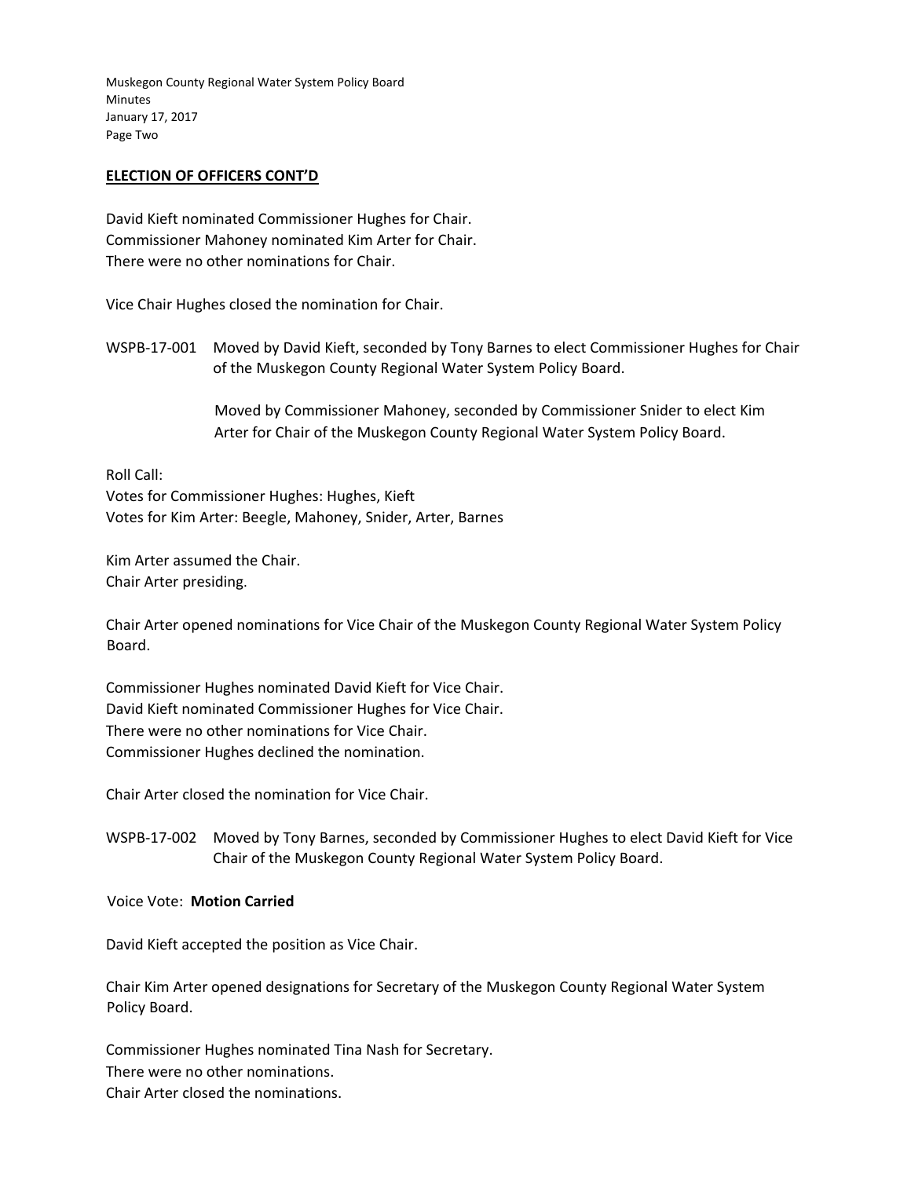## ELECTION OF OFFICERS CONT'D

David Kieft nominated Commissioner Hughes for Chair.
Commissioner Mahoney nominated Kim Arter for Chair.
There were no other nominations for Chair.

Vice Chair Hughes closed the nomination for Chair.

WSPB-17-001 Moved by David Kieft, seconded by Tony Barnes to elect Commissioner Hughes for Chair of the Muskegon County Regional Water System Policy Board.

Moved by Commissioner Mahoney, seconded by Commissioner Snider to elect Kim Arter for Chair of the Muskegon County Regional Water System Policy Board.

Roll Call:
Votes for Commissioner Hughes: Hughes, Kieft
Votes for Kim Arter: Beegle, Mahoney, Snider, Arter, Barnes

Kim Arter assumed the Chair.
Chair Arter presiding.

Chair Arter opened nominations for Vice Chair of the Muskegon County Regional Water System Policy Board.

Commissioner Hughes nominated David Kieft for Vice Chair.
David Kieft nominated Commissioner Hughes for Vice Chair.
There were no other nominations for Vice Chair.
Commissioner Hughes declined the nomination.

Chair Arter closed the nomination for Vice Chair.

WSPB-17-002 Moved by Tony Barnes, seconded by Commissioner Hughes to elect David Kieft for Vice Chair of the Muskegon County Regional Water System Policy Board.

Voice Vote: **Motion Carried**

David Kieft accepted the position as Vice Chair.

Chair Kim Arter opened designations for Secretary of the Muskegon County Regional Water System Policy Board.

Commissioner Hughes nominated Tina Nash for Secretary.
There were no other nominations.
Chair Arter closed the nominations.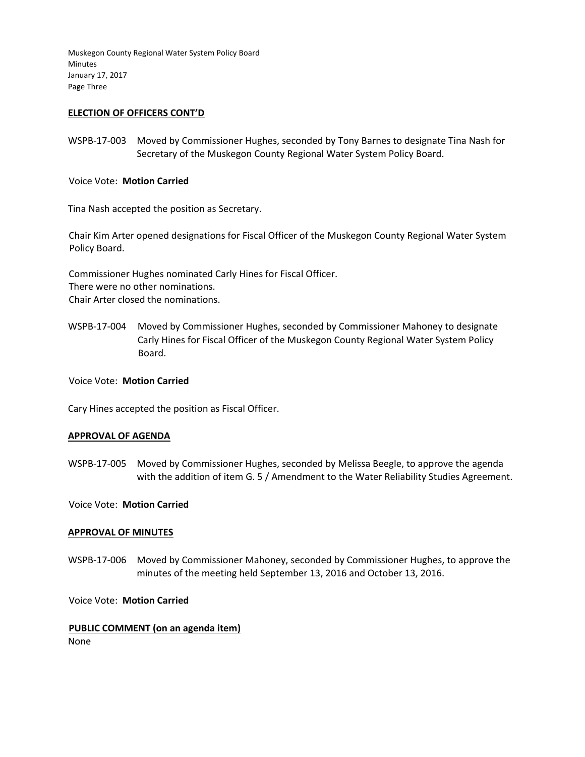## ELECTION OF OFFICERS CONT'D

WSPB-17-003 Moved by Commissioner Hughes, seconded by Tony Barnes to designate Tina Nash for Secretary of the Muskegon County Regional Water System Policy Board.

Voice Vote: **Motion Carried**

Tina Nash accepted the position as Secretary.

Chair Kim Arter opened designations for Fiscal Officer of the Muskegon County Regional Water System Policy Board.

Commissioner Hughes nominated Carly Hines for Fiscal Officer.
There were no other nominations.
Chair Arter closed the nominations.

WSPB-17-004 Moved by Commissioner Hughes, seconded by Commissioner Mahoney to designate Carly Hines for Fiscal Officer of the Muskegon County Regional Water System Policy Board.

Voice Vote: **Motion Carried**

Cary Hines accepted the position as Fiscal Officer.

## APPROVAL OF AGENDA

WSPB-17-005 Moved by Commissioner Hughes, seconded by Melissa Beegle, to approve the agenda with the addition of item G. 5 / Amendment to the Water Reliability Studies Agreement.

Voice Vote: **Motion Carried**

## APPROVAL OF MINUTES

WSPB-17-006 Moved by Commissioner Mahoney, seconded by Commissioner Hughes, to approve the minutes of the meeting held September 13, 2016 and October 13, 2016.

Voice Vote: **Motion Carried**

## PUBLIC COMMENT (on an agenda item)

None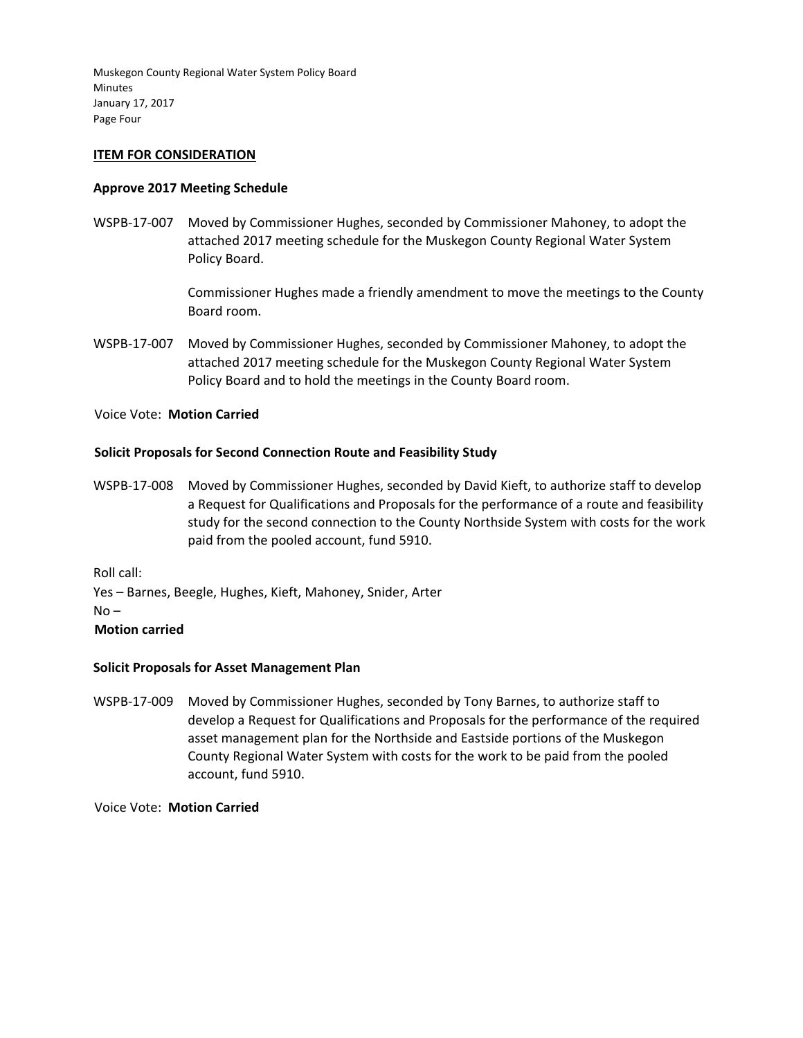## ITEM FOR CONSIDERATION

**Approve 2017 Meeting Schedule**

WSPB-17-007 Moved by Commissioner Hughes, seconded by Commissioner Mahoney, to adopt the attached 2017 meeting schedule for the Muskegon County Regional Water System Policy Board.

Commissioner Hughes made a friendly amendment to move the meetings to the County Board room.

WSPB-17-007 Moved by Commissioner Hughes, seconded by Commissioner Mahoney, to adopt the attached 2017 meeting schedule for the Muskegon County Regional Water System Policy Board and to hold the meetings in the County Board room.

Voice Vote: **Motion Carried**

**Solicit Proposals for Second Connection Route and Feasibility Study**

WSPB-17-008 Moved by Commissioner Hughes, seconded by David Kieft, to authorize staff to develop a Request for Qualifications and Proposals for the performance of a route and feasibility study for the second connection to the County Northside System with costs for the work paid from the pooled account, fund 5910.

Roll call:
Yes – Barnes, Beegle, Hughes, Kieft, Mahoney, Snider, Arter
No –
**Motion carried**

**Solicit Proposals for Asset Management Plan**

WSPB-17-009 Moved by Commissioner Hughes, seconded by Tony Barnes, to authorize staff to develop a Request for Qualifications and Proposals for the performance of the required asset management plan for the Northside and Eastside portions of the Muskegon County Regional Water System with costs for the work to be paid from the pooled account, fund 5910.

Voice Vote: **Motion Carried**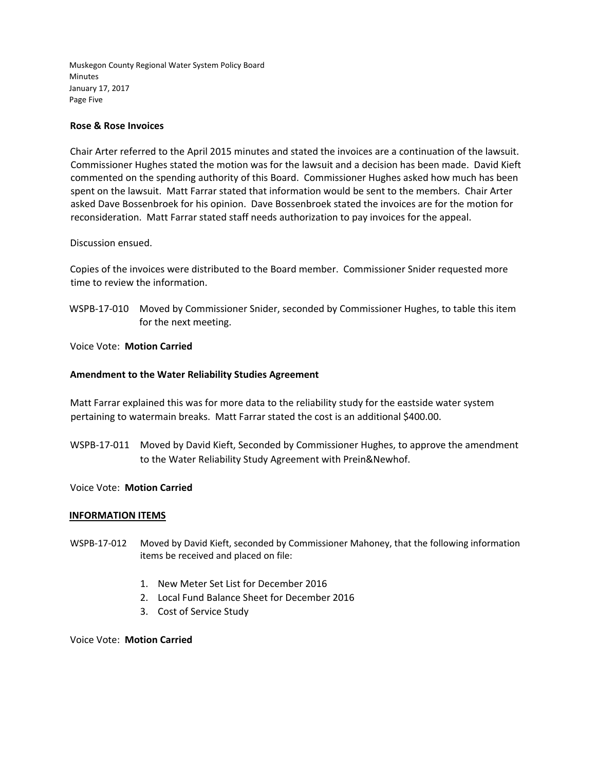**Rose & Rose Invoices**

Chair Arter referred to the April 2015 minutes and stated the invoices are a continuation of the lawsuit. Commissioner Hughes stated the motion was for the lawsuit and a decision has been made. David Kieft commented on the spending authority of this Board. Commissioner Hughes asked how much has been spent on the lawsuit. Matt Farrar stated that information would be sent to the members. Chair Arter asked Dave Bossenbroek for his opinion. Dave Bossenbroek stated the invoices are for the motion for reconsideration. Matt Farrar stated staff needs authorization to pay invoices for the appeal.

Discussion ensued.

Copies of the invoices were distributed to the Board member. Commissioner Snider requested more time to review the information.

WSPB-17-010 Moved by Commissioner Snider, seconded by Commissioner Hughes, to table this item for the next meeting.

Voice Vote: **Motion Carried**

**Amendment to the Water Reliability Studies Agreement**

Matt Farrar explained this was for more data to the reliability study for the eastside water system pertaining to watermain breaks. Matt Farrar stated the cost is an additional $400.00.

WSPB-17-011 Moved by David Kieft, Seconded by Commissioner Hughes, to approve the amendment to the Water Reliability Study Agreement with Prein&Newhof.

Voice Vote: **Motion Carried**

**INFORMATION ITEMS**

WSPB-17-012 Moved by David Kieft, seconded by Commissioner Mahoney, that the following information items be received and placed on file:

1. New Meter Set List for December 2016
2. Local Fund Balance Sheet for December 2016
3. Cost of Service Study

Voice Vote: **Motion Carried**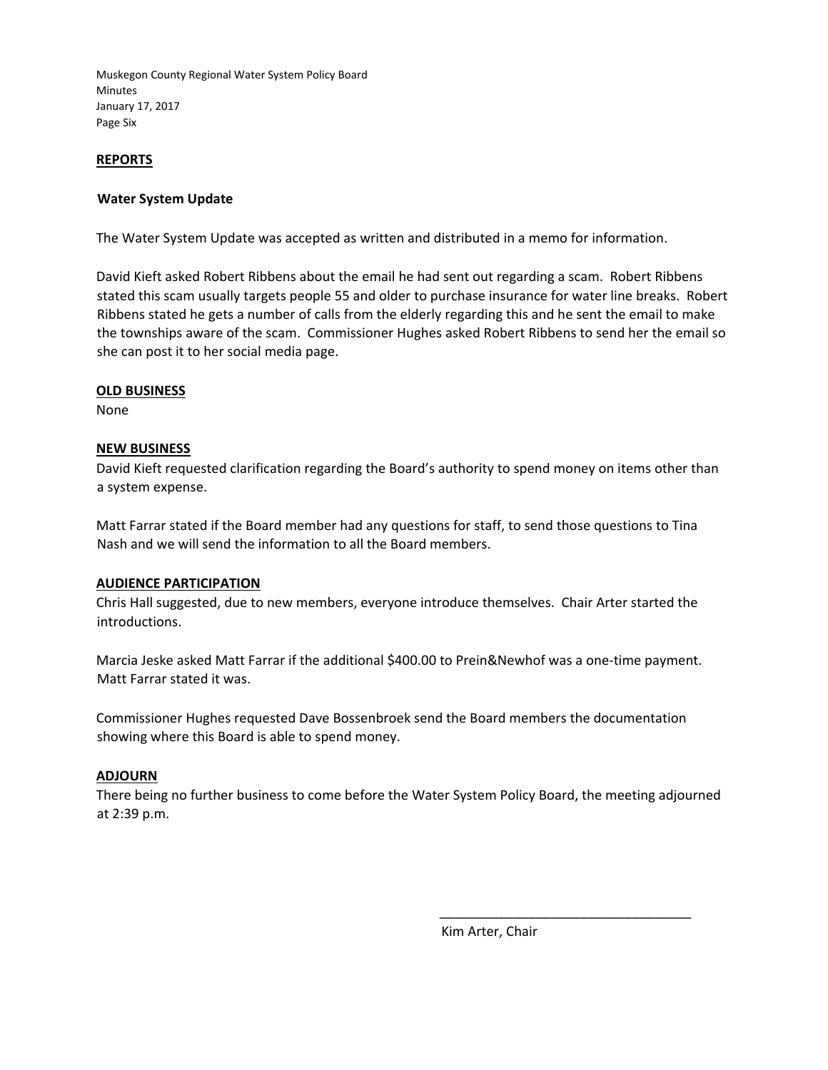## REPORTS

### Water System Update

The Water System Update was accepted as written and distributed in a memo for information.

David Kieft asked Robert Ribbens about the email he had sent out regarding a scam. Robert Ribbens stated this scam usually targets people 55 and older to purchase insurance for water line breaks. Robert Ribbens stated he gets a number of calls from the elderly regarding this and he sent the email to make the townships aware of the scam. Commissioner Hughes asked Robert Ribbens to send her the email so she can post it to her social media page.

## OLD BUSINESS

None

## NEW BUSINESS

David Kieft requested clarification regarding the Board's authority to spend money on items other than a system expense.

Matt Farrar stated if the Board member had any questions for staff, to send those questions to Tina Nash and we will send the information to all the Board members.

## AUDIENCE PARTICIPATION

Chris Hall suggested, due to new members, everyone introduce themselves. Chair Arter started the introductions.

Marcia Jeske asked Matt Farrar if the additional $400.00 to Prein&Newhof was a one-time payment. Matt Farrar stated it was.

Commissioner Hughes requested Dave Bossenbroek send the Board members the documentation showing where this Board is able to spend money.

## ADJOURN

There being no further business to come before the Water System Policy Board, the meeting adjourned at 2:39 p.m.

\_\_\_\_\_\_\_\_\_\_\_\_\_\_\_\_\_\_\_\_\_\_\_\_\_\_\_\_\_\_\_\_\_\_

Kim Arter, Chair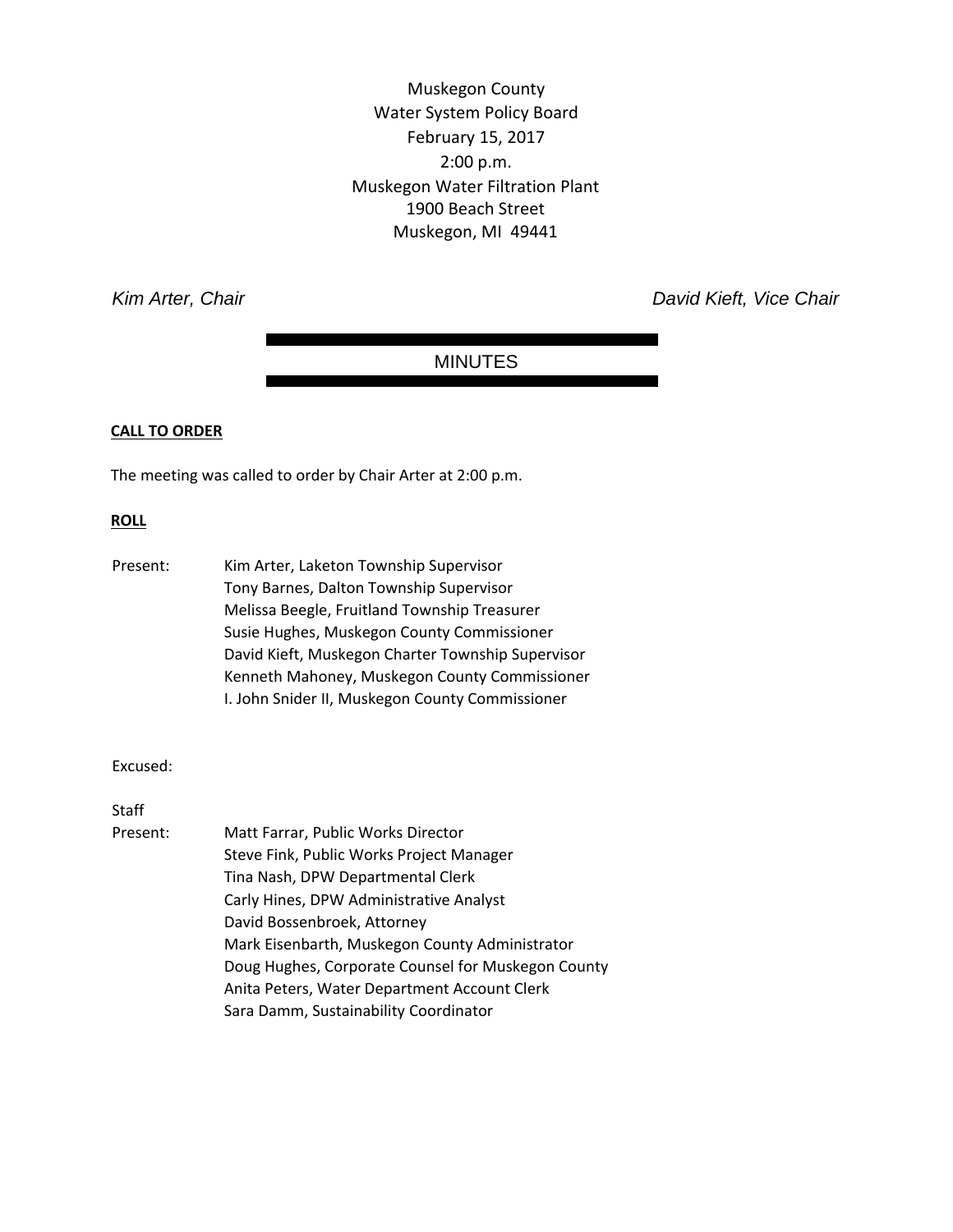Muskegon County
Water System Policy Board
February 15, 2017
2:00 p.m.
Muskegon Water Filtration Plant
1900 Beach Street
Muskegon, MI 49441

*Kim Arter, Chair* *David Kieft, Vice Chair*

## MINUTES

**CALL TO ORDER**

The meeting was called to order by Chair Arter at 2:00 p.m.

**ROLL**

Present:
- Kim Arter, Laketon Township Supervisor
- Tony Barnes, Dalton Township Supervisor
- Melissa Beegle, Fruitland Township Treasurer
- Susie Hughes, Muskegon County Commissioner
- David Kieft, Muskegon Charter Township Supervisor
- Kenneth Mahoney, Muskegon County Commissioner
- I. John Snider II, Muskegon County Commissioner

Excused:

Staff Present:
- Matt Farrar, Public Works Director
- Steve Fink, Public Works Project Manager
- Tina Nash, DPW Departmental Clerk
- Carly Hines, DPW Administrative Analyst
- David Bossenbroek, Attorney
- Mark Eisenbarth, Muskegon County Administrator
- Doug Hughes, Corporate Counsel for Muskegon County
- Anita Peters, Water Department Account Clerk
- Sara Damm, Sustainability Coordinator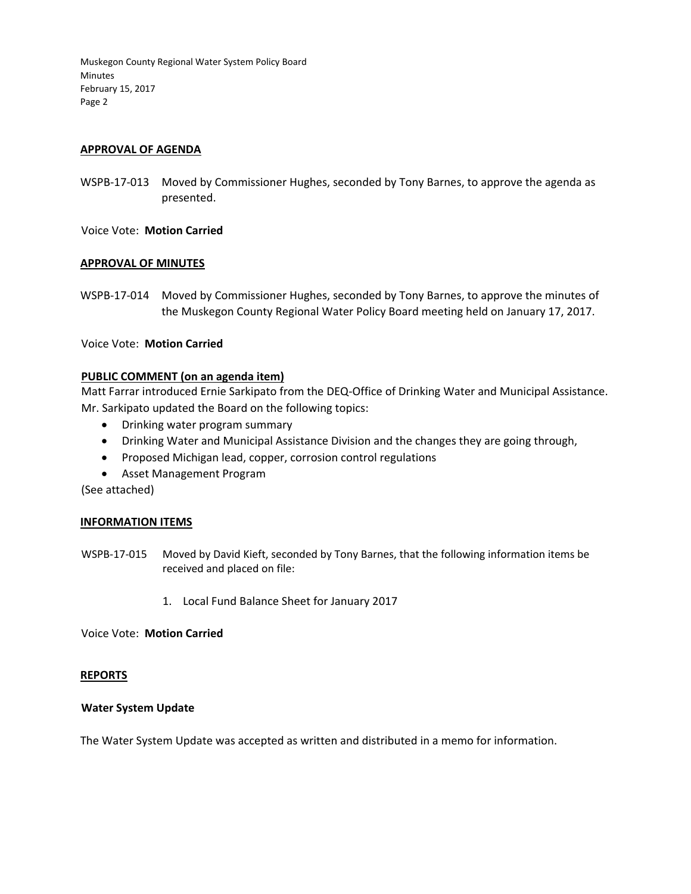## APPROVAL OF AGENDA

WSPB-17-013 Moved by Commissioner Hughes, seconded by Tony Barnes, to approve the agenda as presented.

Voice Vote: **Motion Carried**

## APPROVAL OF MINUTES

WSPB-17-014 Moved by Commissioner Hughes, seconded by Tony Barnes, to approve the minutes of the Muskegon County Regional Water Policy Board meeting held on January 17, 2017.

Voice Vote: **Motion Carried**

## PUBLIC COMMENT (on an agenda item)

Matt Farrar introduced Ernie Sarkipato from the DEQ-Office of Drinking Water and Municipal Assistance. Mr. Sarkipato updated the Board on the following topics:

- Drinking water program summary
- Drinking Water and Municipal Assistance Division and the changes they are going through,
- Proposed Michigan lead, copper, corrosion control regulations
- Asset Management Program

(See attached)

## INFORMATION ITEMS

WSPB-17-015 Moved by David Kieft, seconded by Tony Barnes, that the following information items be received and placed on file:

1. Local Fund Balance Sheet for January 2017

Voice Vote: **Motion Carried**

## REPORTS

### Water System Update

The Water System Update was accepted as written and distributed in a memo for information.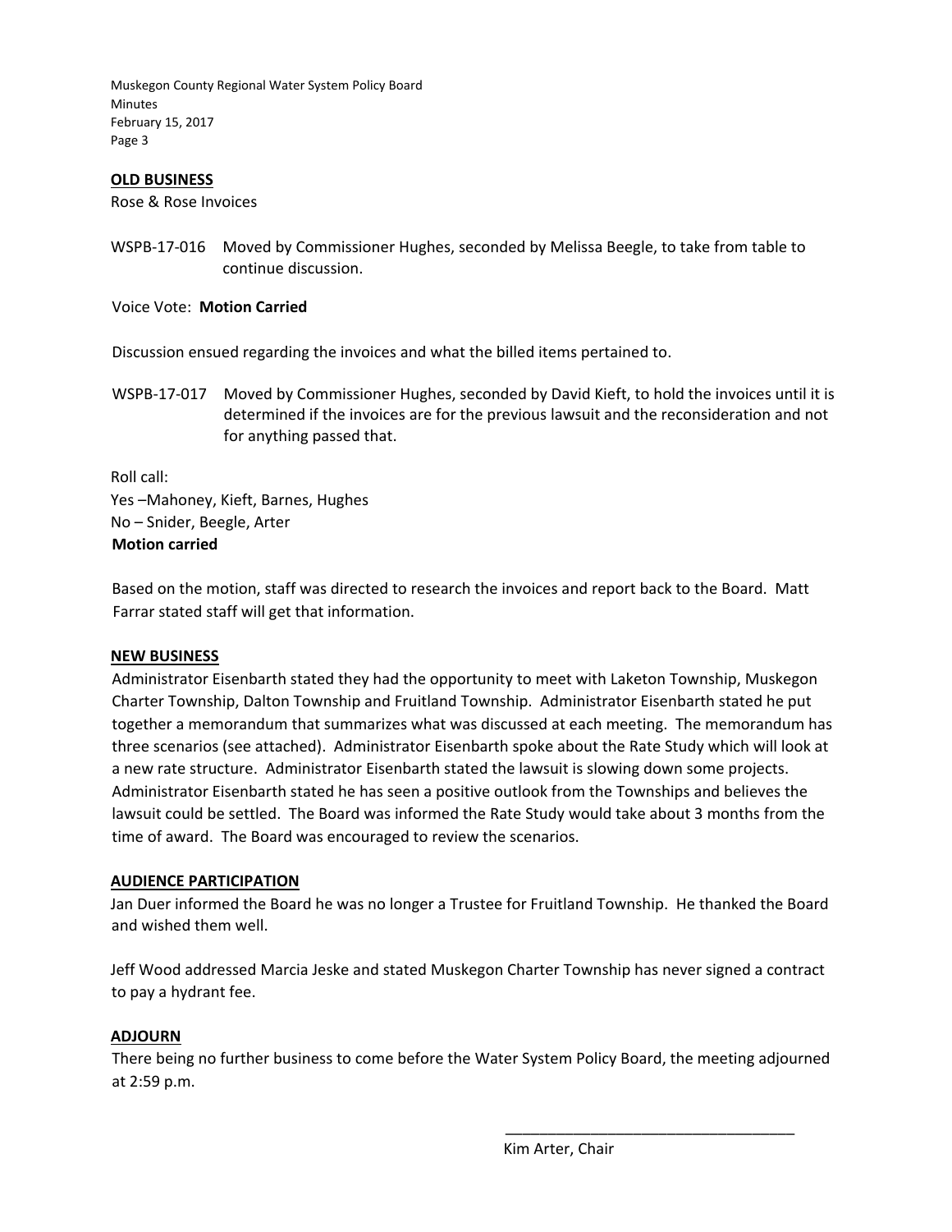## OLD BUSINESS

Rose & Rose Invoices

WSPB-17-016 Moved by Commissioner Hughes, seconded by Melissa Beegle, to take from table to continue discussion.

Voice Vote: **Motion Carried**

Discussion ensued regarding the invoices and what the billed items pertained to.

WSPB-17-017 Moved by Commissioner Hughes, seconded by David Kieft, to hold the invoices until it is determined if the invoices are for the previous lawsuit and the reconsideration and not for anything passed that.

Roll call:
Yes –Mahoney, Kieft, Barnes, Hughes
No – Snider, Beegle, Arter
**Motion carried**

Based on the motion, staff was directed to research the invoices and report back to the Board. Matt Farrar stated staff will get that information.

## NEW BUSINESS

Administrator Eisenbarth stated they had the opportunity to meet with Laketon Township, Muskegon Charter Township, Dalton Township and Fruitland Township. Administrator Eisenbarth stated he put together a memorandum that summarizes what was discussed at each meeting. The memorandum has three scenarios (see attached). Administrator Eisenbarth spoke about the Rate Study which will look at a new rate structure. Administrator Eisenbarth stated the lawsuit is slowing down some projects. Administrator Eisenbarth stated he has seen a positive outlook from the Townships and believes the lawsuit could be settled. The Board was informed the Rate Study would take about 3 months from the time of award. The Board was encouraged to review the scenarios.

## AUDIENCE PARTICIPATION

Jan Duer informed the Board he was no longer a Trustee for Fruitland Township. He thanked the Board and wished them well.

Jeff Wood addressed Marcia Jeske and stated Muskegon Charter Township has never signed a contract to pay a hydrant fee.

## ADJOURN

There being no further business to come before the Water System Policy Board, the meeting adjourned at 2:59 p.m.

\_\_\_\_\_\_\_\_\_\_\_\_\_\_\_\_\_\_\_\_\_\_\_\_\_\_\_\_\_\_\_\_\_\_

Kim Arter, Chair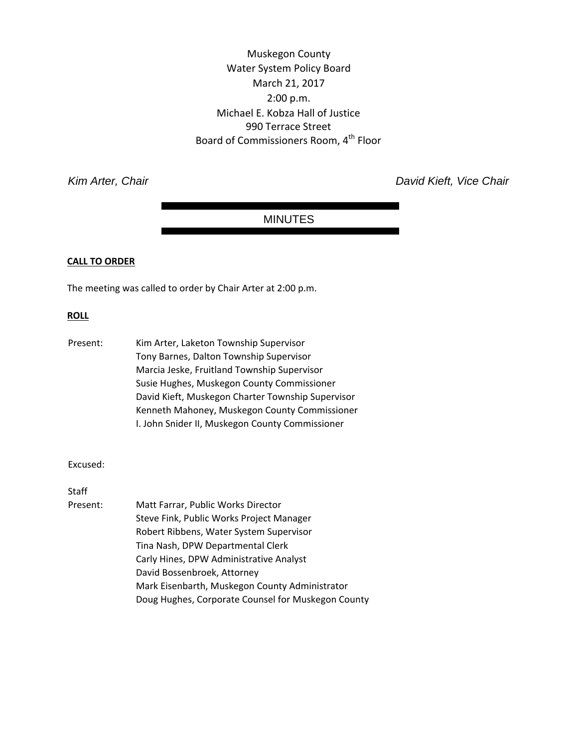Muskegon County
Water System Policy Board
March 21, 2017
2:00 p.m.
Michael E. Kobza Hall of Justice
990 Terrace Street
Board of Commissioners Room, 4th Floor

*Kim Arter, Chair* *David Kieft, Vice Chair*

# MINUTES

**CALL TO ORDER**

The meeting was called to order by Chair Arter at 2:00 p.m.

**ROLL**

Present: Kim Arter, Laketon Township Supervisor
Tony Barnes, Dalton Township Supervisor
Marcia Jeske, Fruitland Township Supervisor
Susie Hughes, Muskegon County Commissioner
David Kieft, Muskegon Charter Township Supervisor
Kenneth Mahoney, Muskegon County Commissioner
I. John Snider II, Muskegon County Commissioner

Excused:

Staff
Present: Matt Farrar, Public Works Director
Steve Fink, Public Works Project Manager
Robert Ribbens, Water System Supervisor
Tina Nash, DPW Departmental Clerk
Carly Hines, DPW Administrative Analyst
David Bossenbroek, Attorney
Mark Eisenbarth, Muskegon County Administrator
Doug Hughes, Corporate Counsel for Muskegon County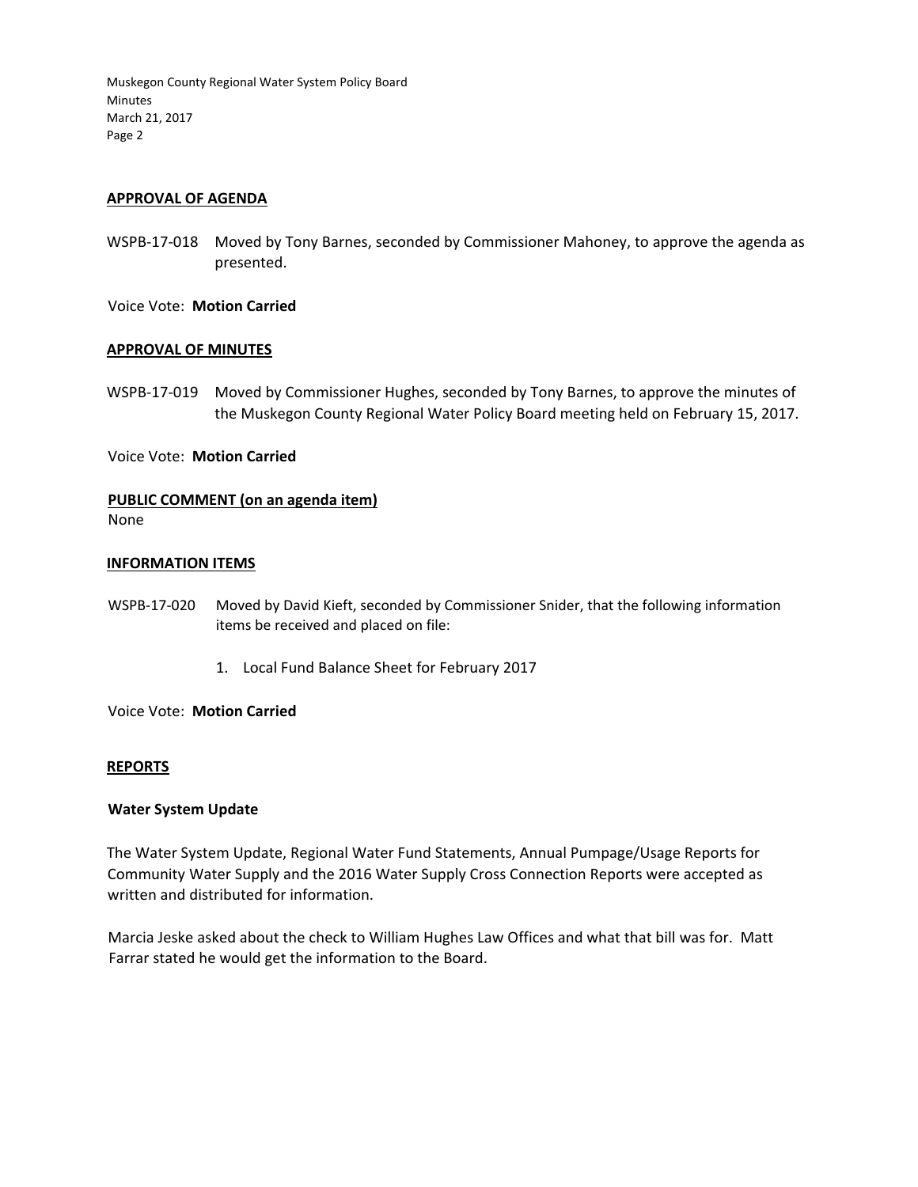## APPROVAL OF AGENDA

WSPB-17-018 Moved by Tony Barnes, seconded by Commissioner Mahoney, to approve the agenda as presented.

Voice Vote: **Motion Carried**

## APPROVAL OF MINUTES

WSPB-17-019 Moved by Commissioner Hughes, seconded by Tony Barnes, to approve the minutes of the Muskegon County Regional Water Policy Board meeting held on February 15, 2017.

Voice Vote: **Motion Carried**

## PUBLIC COMMENT (on an agenda item)

None

## INFORMATION ITEMS

WSPB-17-020 Moved by David Kieft, seconded by Commissioner Snider, that the following information items be received and placed on file:

1. Local Fund Balance Sheet for February 2017

Voice Vote: **Motion Carried**

## REPORTS

### Water System Update

The Water System Update, Regional Water Fund Statements, Annual Pumpage/Usage Reports for Community Water Supply and the 2016 Water Supply Cross Connection Reports were accepted as written and distributed for information.

Marcia Jeske asked about the check to William Hughes Law Offices and what that bill was for. Matt Farrar stated he would get the information to the Board.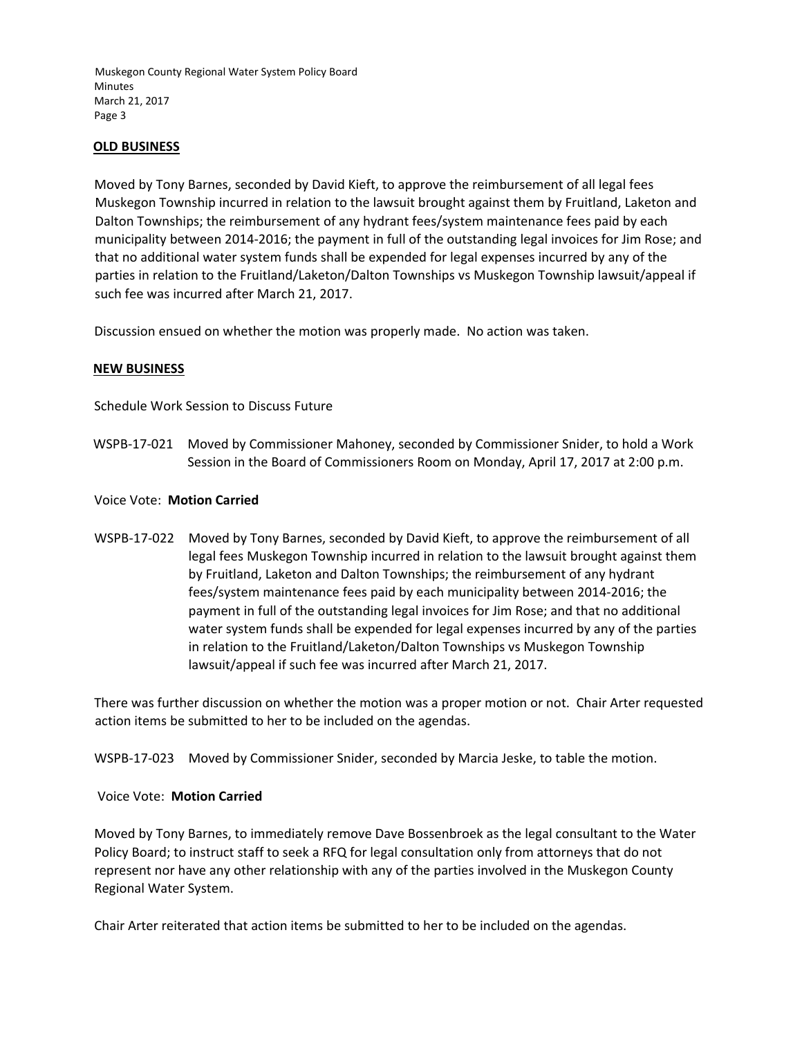**OLD BUSINESS**

Moved by Tony Barnes, seconded by David Kieft, to approve the reimbursement of all legal fees Muskegon Township incurred in relation to the lawsuit brought against them by Fruitland, Laketon and Dalton Townships; the reimbursement of any hydrant fees/system maintenance fees paid by each municipality between 2014-2016; the payment in full of the outstanding legal invoices for Jim Rose; and that no additional water system funds shall be expended for legal expenses incurred by any of the parties in relation to the Fruitland/Laketon/Dalton Townships vs Muskegon Township lawsuit/appeal if such fee was incurred after March 21, 2017.

Discussion ensued on whether the motion was properly made. No action was taken.

**NEW BUSINESS**

Schedule Work Session to Discuss Future

WSPB-17-021 Moved by Commissioner Mahoney, seconded by Commissioner Snider, to hold a Work Session in the Board of Commissioners Room on Monday, April 17, 2017 at 2:00 p.m.

Voice Vote: **Motion Carried**

WSPB-17-022 Moved by Tony Barnes, seconded by David Kieft, to approve the reimbursement of all legal fees Muskegon Township incurred in relation to the lawsuit brought against them by Fruitland, Laketon and Dalton Townships; the reimbursement of any hydrant fees/system maintenance fees paid by each municipality between 2014-2016; the payment in full of the outstanding legal invoices for Jim Rose; and that no additional water system funds shall be expended for legal expenses incurred by any of the parties in relation to the Fruitland/Laketon/Dalton Townships vs Muskegon Township lawsuit/appeal if such fee was incurred after March 21, 2017.

There was further discussion on whether the motion was a proper motion or not. Chair Arter requested action items be submitted to her to be included on the agendas.

WSPB-17-023 Moved by Commissioner Snider, seconded by Marcia Jeske, to table the motion.

Voice Vote: **Motion Carried**

Moved by Tony Barnes, to immediately remove Dave Bossenbroek as the legal consultant to the Water Policy Board; to instruct staff to seek a RFQ for legal consultation only from attorneys that do not represent nor have any other relationship with any of the parties involved in the Muskegon County Regional Water System.

Chair Arter reiterated that action items be submitted to her to be included on the agendas.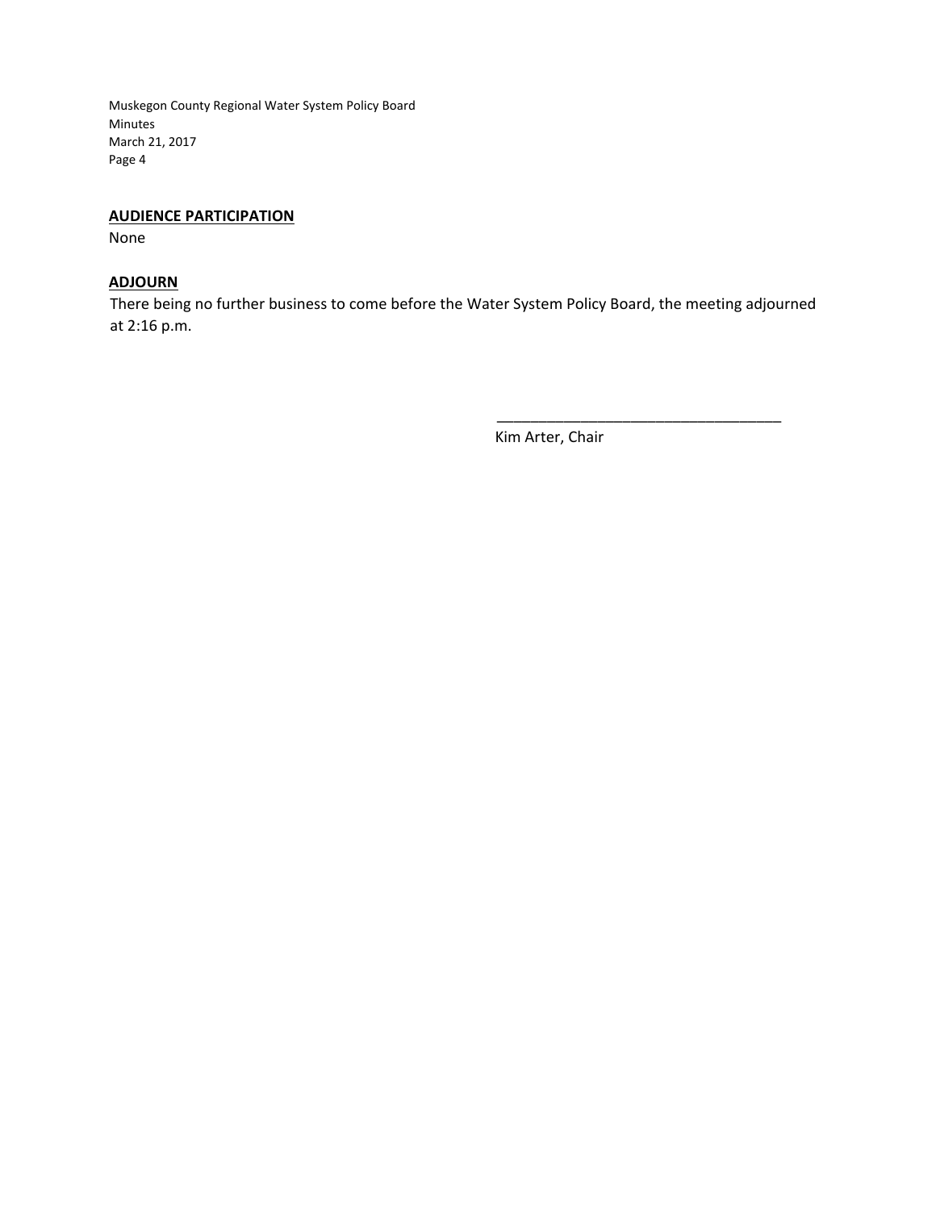**AUDIENCE PARTICIPATION**

None

**ADJOURN**

There being no further business to come before the Water System Policy Board, the meeting adjourned at 2:16 p.m.

\_\_\_\_\_\_\_\_\_\_\_\_\_\_\_\_\_\_\_\_\_\_\_\_\_\_\_\_\_\_\_\_\_\_\_

Kim Arter, Chair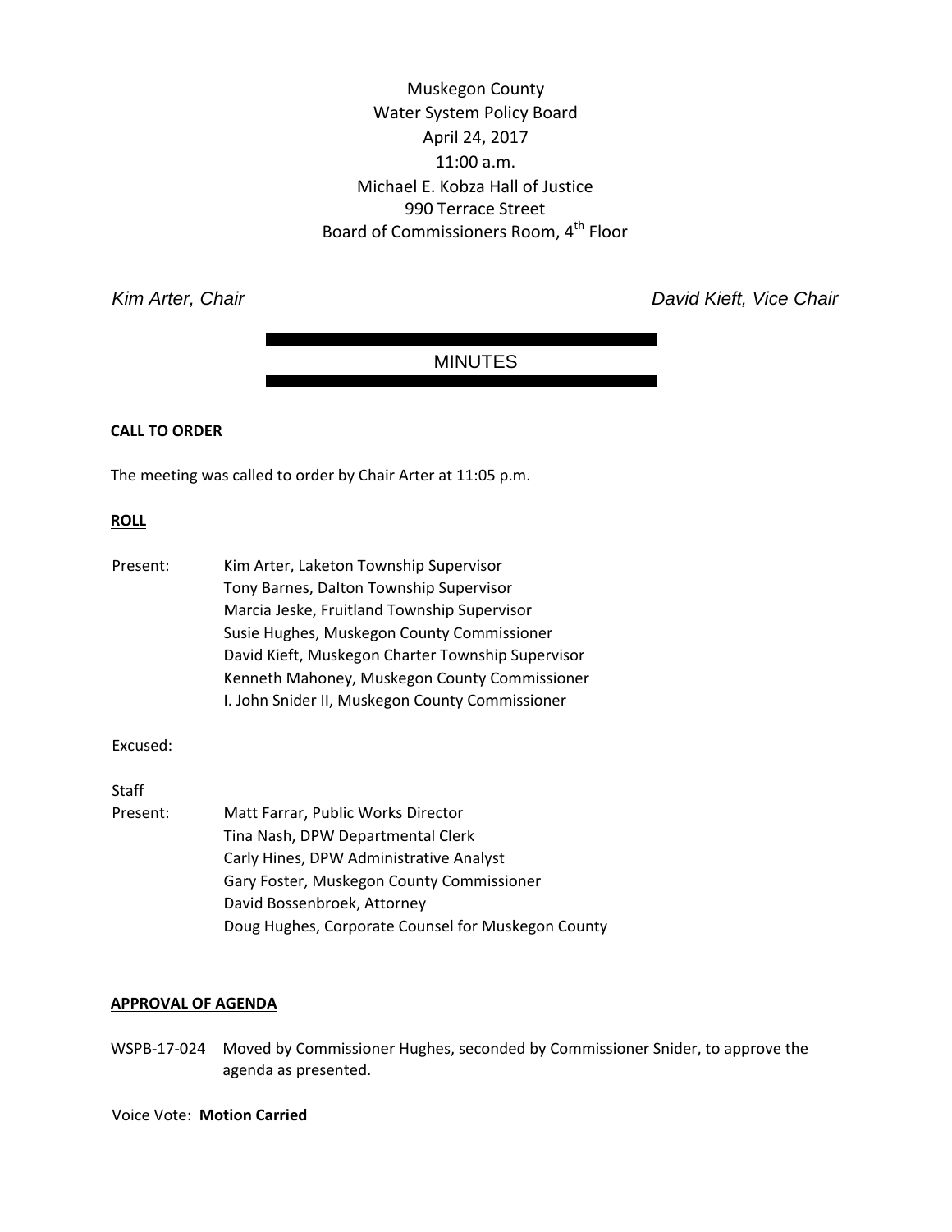Muskegon County
Water System Policy Board
April 24, 2017
11:00 a.m.
Michael E. Kobza Hall of Justice
990 Terrace Street
Board of Commissioners Room, 4th Floor

*Kim Arter, Chair* *David Kieft, Vice Chair*

# MINUTES

**CALL TO ORDER**

The meeting was called to order by Chair Arter at 11:05 p.m.

**ROLL**

Present:
- Kim Arter, Laketon Township Supervisor
- Tony Barnes, Dalton Township Supervisor
- Marcia Jeske, Fruitland Township Supervisor
- Susie Hughes, Muskegon County Commissioner
- David Kieft, Muskegon Charter Township Supervisor
- Kenneth Mahoney, Muskegon County Commissioner
- I. John Snider II, Muskegon County Commissioner

Excused:

Staff Present:
- Matt Farrar, Public Works Director
- Tina Nash, DPW Departmental Clerk
- Carly Hines, DPW Administrative Analyst
- Gary Foster, Muskegon County Commissioner
- David Bossenbroek, Attorney
- Doug Hughes, Corporate Counsel for Muskegon County

**APPROVAL OF AGENDA**

WSPB-17-024 Moved by Commissioner Hughes, seconded by Commissioner Snider, to approve the agenda as presented.

Voice Vote: **Motion Carried**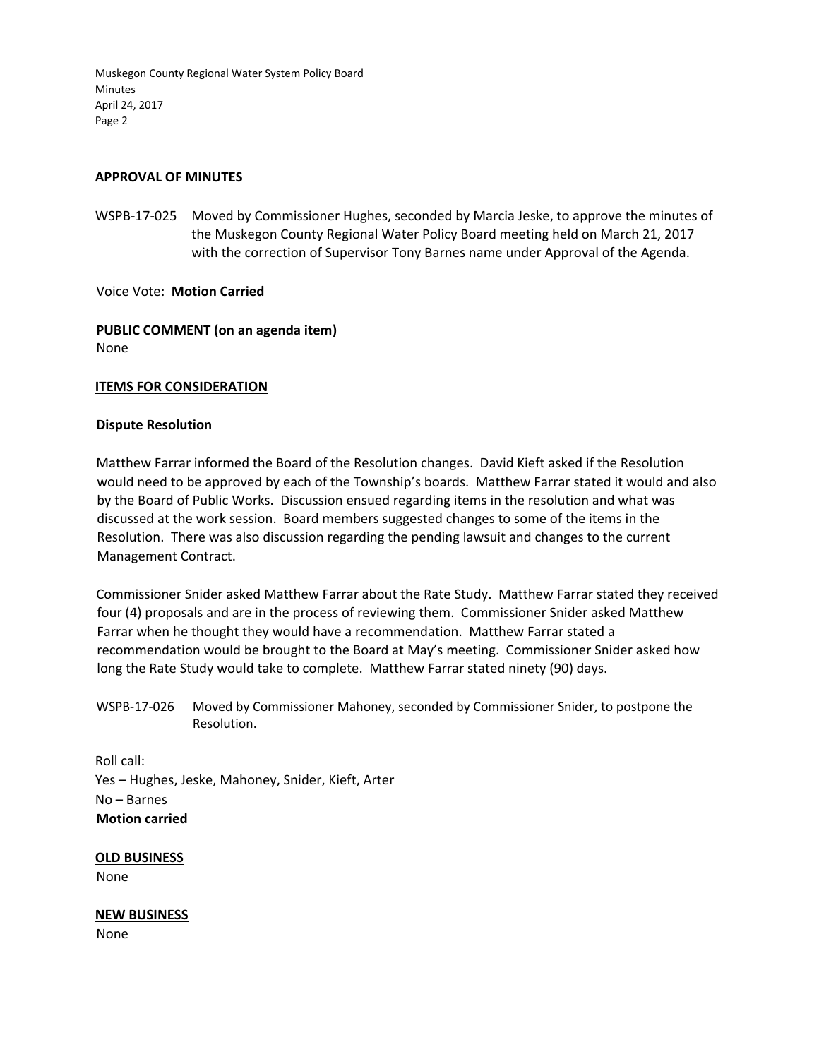## APPROVAL OF MINUTES

WSPB-17-025 Moved by Commissioner Hughes, seconded by Marcia Jeske, to approve the minutes of the Muskegon County Regional Water Policy Board meeting held on March 21, 2017 with the correction of Supervisor Tony Barnes name under Approval of the Agenda.

Voice Vote: **Motion Carried**

## PUBLIC COMMENT (on an agenda item)

None

## ITEMS FOR CONSIDERATION

### Dispute Resolution

Matthew Farrar informed the Board of the Resolution changes. David Kieft asked if the Resolution would need to be approved by each of the Township's boards. Matthew Farrar stated it would and also by the Board of Public Works. Discussion ensued regarding items in the resolution and what was discussed at the work session. Board members suggested changes to some of the items in the Resolution. There was also discussion regarding the pending lawsuit and changes to the current Management Contract.

Commissioner Snider asked Matthew Farrar about the Rate Study. Matthew Farrar stated they received four (4) proposals and are in the process of reviewing them. Commissioner Snider asked Matthew Farrar when he thought they would have a recommendation. Matthew Farrar stated a recommendation would be brought to the Board at May's meeting. Commissioner Snider asked how long the Rate Study would take to complete. Matthew Farrar stated ninety (90) days.

WSPB-17-026 Moved by Commissioner Mahoney, seconded by Commissioner Snider, to postpone the Resolution.

Roll call:
Yes – Hughes, Jeske, Mahoney, Snider, Kieft, Arter
No – Barnes
**Motion carried**

## OLD BUSINESS

None

## NEW BUSINESS

None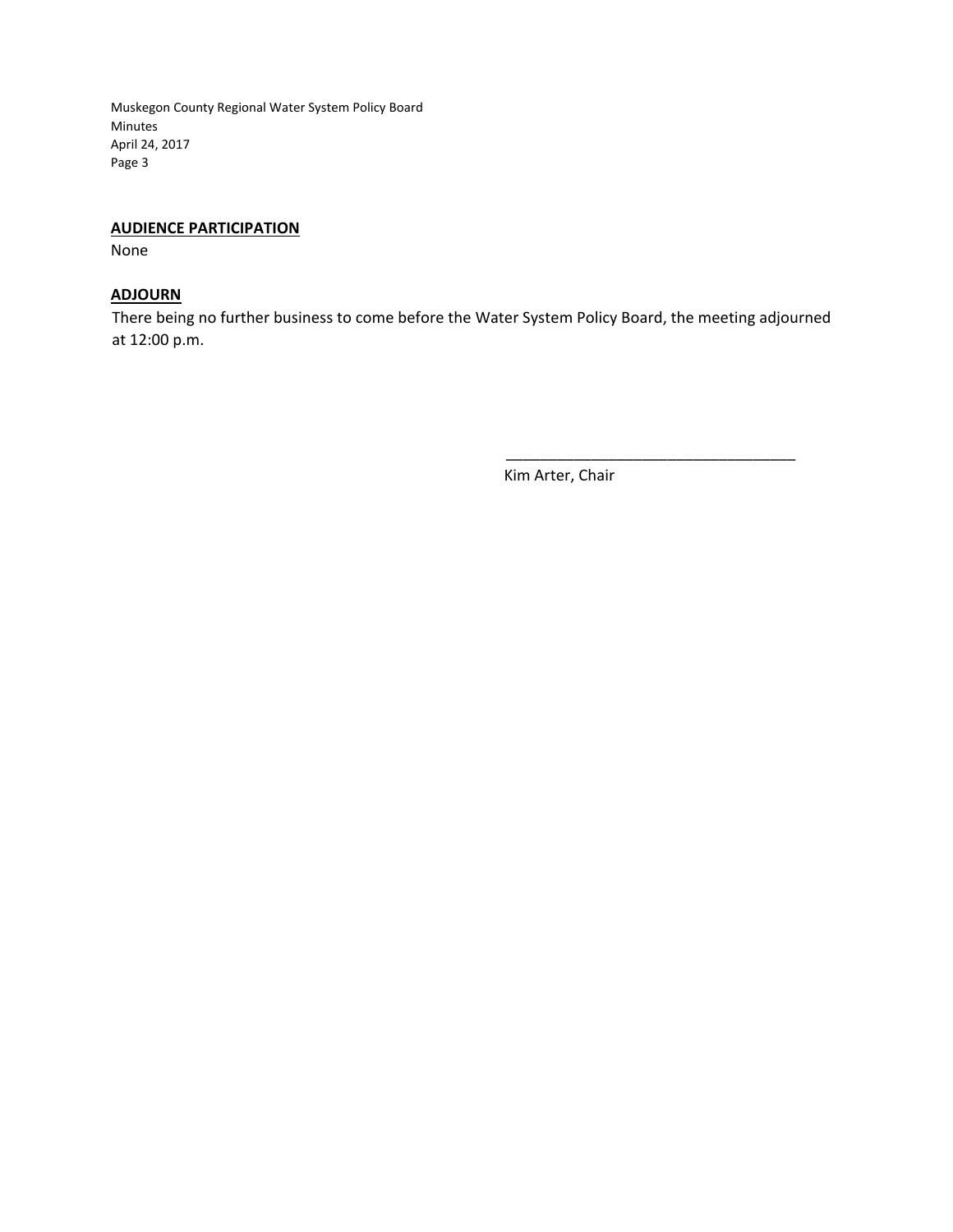**AUDIENCE PARTICIPATION**

None

**ADJOURN**

There being no further business to come before the Water System Policy Board, the meeting adjourned at 12:00 p.m.

\_\_\_\_\_\_\_\_\_\_\_\_\_\_\_\_\_\_\_\_\_\_\_\_\_\_\_\_\_\_\_\_\_\_

Kim Arter, Chair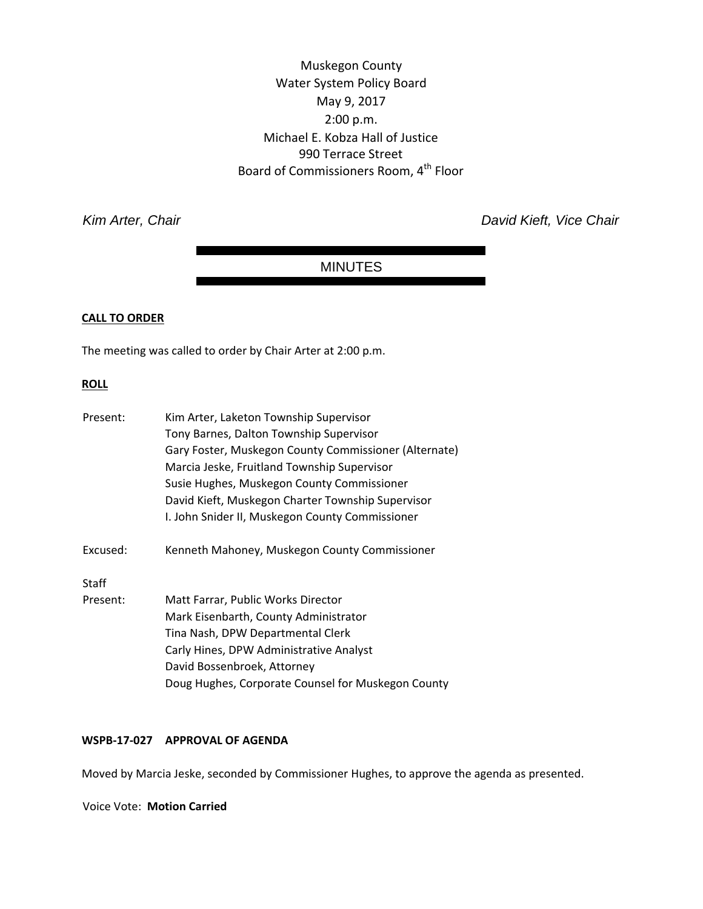Muskegon County
Water System Policy Board
May 9, 2017
2:00 p.m.
Michael E. Kobza Hall of Justice
990 Terrace Street
Board of Commissioners Room, 4th Floor

*Kim Arter, Chair* *David Kieft, Vice Chair*

# MINUTES

**CALL TO ORDER**

The meeting was called to order by Chair Arter at 2:00 p.m.

**ROLL**

| | |
|---|---|
| Present: | Kim Arter, Laketon Township Supervisor<br>Tony Barnes, Dalton Township Supervisor<br>Gary Foster, Muskegon County Commissioner (Alternate)<br>Marcia Jeske, Fruitland Township Supervisor<br>Susie Hughes, Muskegon County Commissioner<br>David Kieft, Muskegon Charter Township Supervisor<br>I. John Snider II, Muskegon County Commissioner |
| Excused: | Kenneth Mahoney, Muskegon County Commissioner |
| Staff Present: | Matt Farrar, Public Works Director<br>Mark Eisenbarth, County Administrator<br>Tina Nash, DPW Departmental Clerk<br>Carly Hines, DPW Administrative Analyst<br>David Bossenbroek, Attorney<br>Doug Hughes, Corporate Counsel for Muskegon County |

**WSPB-17-027 APPROVAL OF AGENDA**

Moved by Marcia Jeske, seconded by Commissioner Hughes, to approve the agenda as presented.

Voice Vote: **Motion Carried**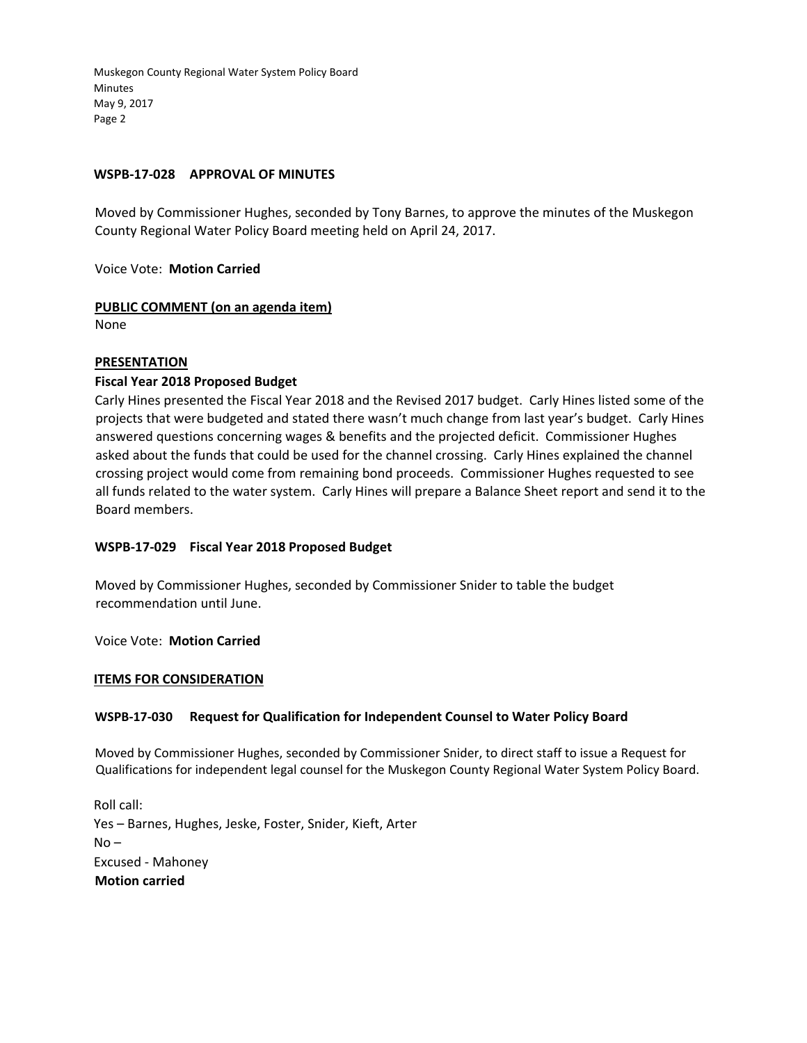**WSPB-17-028 APPROVAL OF MINUTES**

Moved by Commissioner Hughes, seconded by Tony Barnes, to approve the minutes of the Muskegon County Regional Water Policy Board meeting held on April 24, 2017.

Voice Vote: **Motion Carried**

**PUBLIC COMMENT (on an agenda item)**

None

**PRESENTATION**

**Fiscal Year 2018 Proposed Budget**

Carly Hines presented the Fiscal Year 2018 and the Revised 2017 budget. Carly Hines listed some of the projects that were budgeted and stated there wasn't much change from last year's budget. Carly Hines answered questions concerning wages & benefits and the projected deficit. Commissioner Hughes asked about the funds that could be used for the channel crossing. Carly Hines explained the channel crossing project would come from remaining bond proceeds. Commissioner Hughes requested to see all funds related to the water system. Carly Hines will prepare a Balance Sheet report and send it to the Board members.

**WSPB-17-029 Fiscal Year 2018 Proposed Budget**

Moved by Commissioner Hughes, seconded by Commissioner Snider to table the budget recommendation until June.

Voice Vote: **Motion Carried**

**ITEMS FOR CONSIDERATION**

**WSPB-17-030 Request for Qualification for Independent Counsel to Water Policy Board**

Moved by Commissioner Hughes, seconded by Commissioner Snider, to direct staff to issue a Request for Qualifications for independent legal counsel for the Muskegon County Regional Water System Policy Board.

Roll call:
Yes – Barnes, Hughes, Jeske, Foster, Snider, Kieft, Arter
No –
Excused - Mahoney
**Motion carried**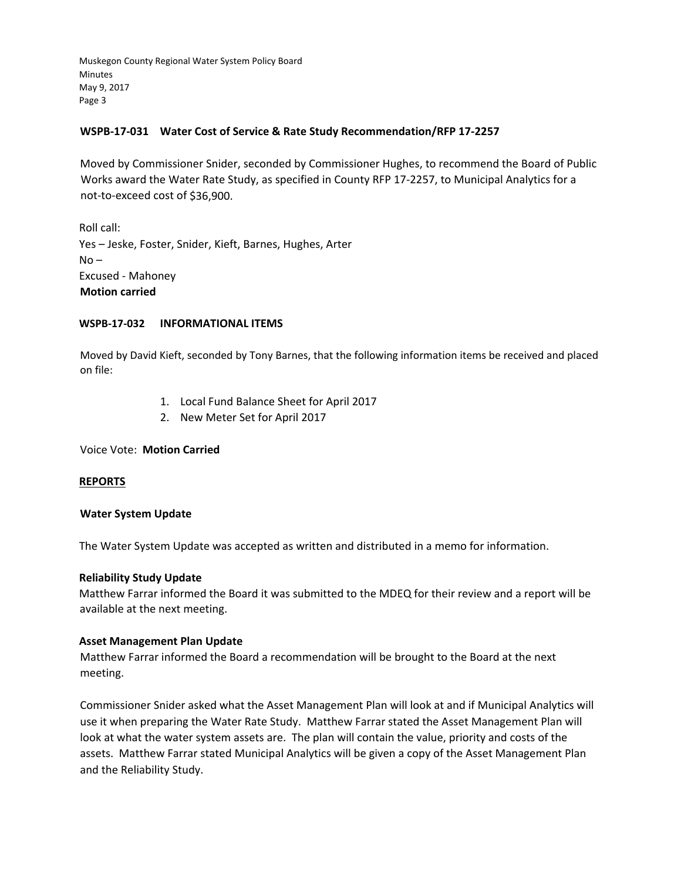**WSPB-17-031 Water Cost of Service & Rate Study Recommendation/RFP 17-2257**

Moved by Commissioner Snider, seconded by Commissioner Hughes, to recommend the Board of Public Works award the Water Rate Study, as specified in County RFP 17-2257, to Municipal Analytics for a not-to-exceed cost of $36,900.

Roll call:
Yes – Jeske, Foster, Snider, Kieft, Barnes, Hughes, Arter
No –
Excused - Mahoney
**Motion carried**

**WSPB-17-032 INFORMATIONAL ITEMS**

Moved by David Kieft, seconded by Tony Barnes, that the following information items be received and placed on file:

1. Local Fund Balance Sheet for April 2017
2. New Meter Set for April 2017

Voice Vote: **Motion Carried**

**REPORTS**

**Water System Update**

The Water System Update was accepted as written and distributed in a memo for information.

**Reliability Study Update**

Matthew Farrar informed the Board it was submitted to the MDEQ for their review and a report will be available at the next meeting.

**Asset Management Plan Update**

Matthew Farrar informed the Board a recommendation will be brought to the Board at the next meeting.

Commissioner Snider asked what the Asset Management Plan will look at and if Municipal Analytics will use it when preparing the Water Rate Study. Matthew Farrar stated the Asset Management Plan will look at what the water system assets are. The plan will contain the value, priority and costs of the assets. Matthew Farrar stated Municipal Analytics will be given a copy of the Asset Management Plan and the Reliability Study.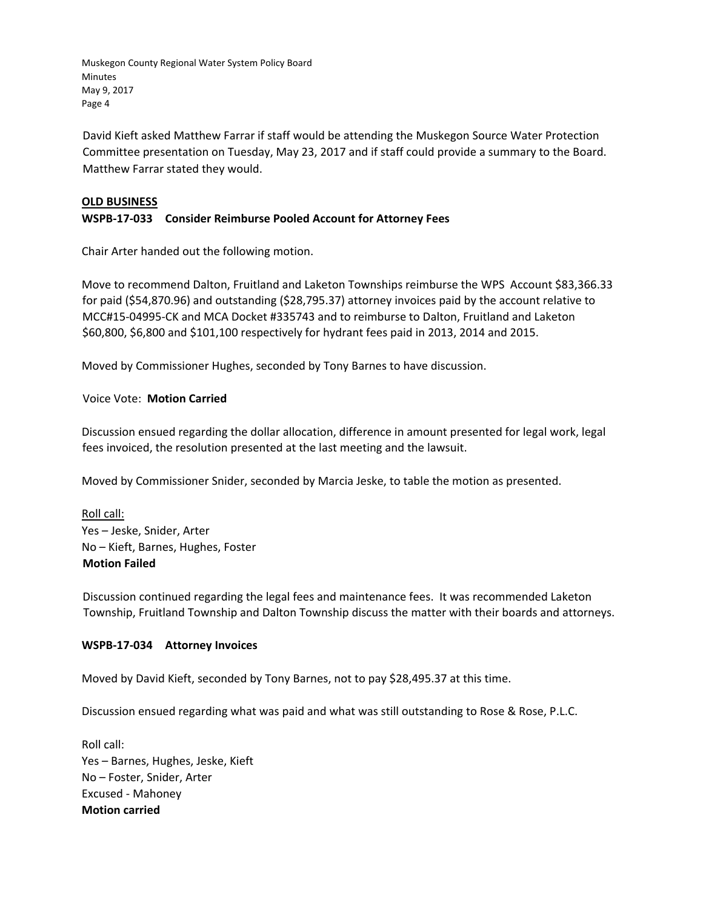David Kieft asked Matthew Farrar if staff would be attending the Muskegon Source Water Protection Committee presentation on Tuesday, May 23, 2017 and if staff could provide a summary to the Board. Matthew Farrar stated they would.

**OLD BUSINESS**

**WSPB-17-033 Consider Reimburse Pooled Account for Attorney Fees**

Chair Arter handed out the following motion.

Move to recommend Dalton, Fruitland and Laketon Townships reimburse the WPS Account $83,366.33 for paid ($54,870.96) and outstanding ($28,795.37) attorney invoices paid by the account relative to MCC#15-04995-CK and MCA Docket #335743 and to reimburse to Dalton, Fruitland and Laketon $60,800, $6,800 and $101,100 respectively for hydrant fees paid in 2013, 2014 and 2015.

Moved by Commissioner Hughes, seconded by Tony Barnes to have discussion.

Voice Vote: **Motion Carried**

Discussion ensued regarding the dollar allocation, difference in amount presented for legal work, legal fees invoiced, the resolution presented at the last meeting and the lawsuit.

Moved by Commissioner Snider, seconded by Marcia Jeske, to table the motion as presented.

Roll call:
Yes – Jeske, Snider, Arter
No – Kieft, Barnes, Hughes, Foster
**Motion Failed**

Discussion continued regarding the legal fees and maintenance fees. It was recommended Laketon Township, Fruitland Township and Dalton Township discuss the matter with their boards and attorneys.

**WSPB-17-034 Attorney Invoices**

Moved by David Kieft, seconded by Tony Barnes, not to pay $28,495.37 at this time.

Discussion ensued regarding what was paid and what was still outstanding to Rose & Rose, P.L.C.

Roll call:
Yes – Barnes, Hughes, Jeske, Kieft
No – Foster, Snider, Arter
Excused - Mahoney
**Motion carried**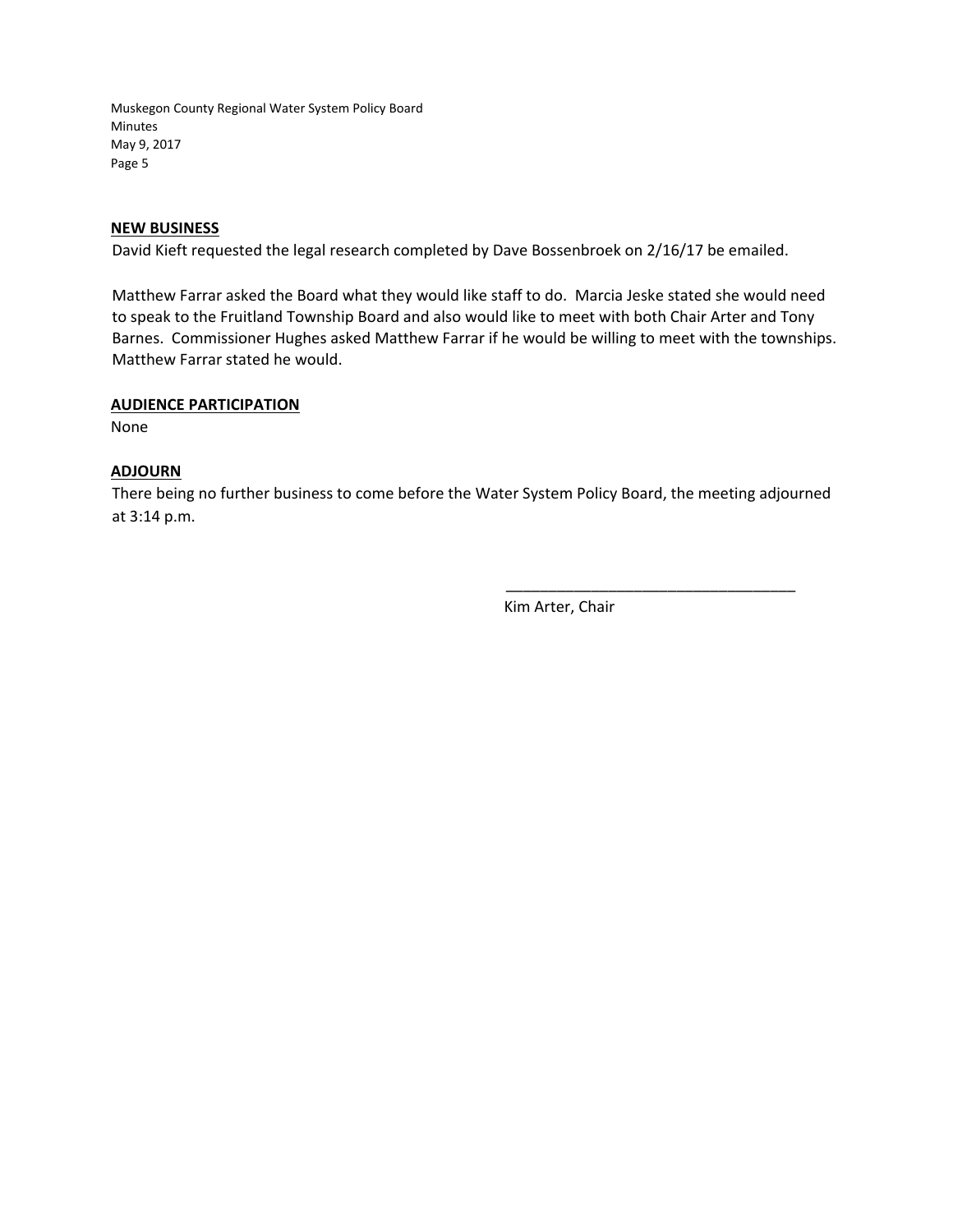**NEW BUSINESS**

David Kieft requested the legal research completed by Dave Bossenbroek on 2/16/17 be emailed.

Matthew Farrar asked the Board what they would like staff to do. Marcia Jeske stated she would need to speak to the Fruitland Township Board and also would like to meet with both Chair Arter and Tony Barnes. Commissioner Hughes asked Matthew Farrar if he would be willing to meet with the townships. Matthew Farrar stated he would.

**AUDIENCE PARTICIPATION**

None

**ADJOURN**

There being no further business to come before the Water System Policy Board, the meeting adjourned at 3:14 p.m.

\_\_\_\_\_\_\_\_\_\_\_\_\_\_\_\_\_\_\_\_\_\_\_\_\_\_\_\_\_\_\_\_\_\_

Kim Arter, Chair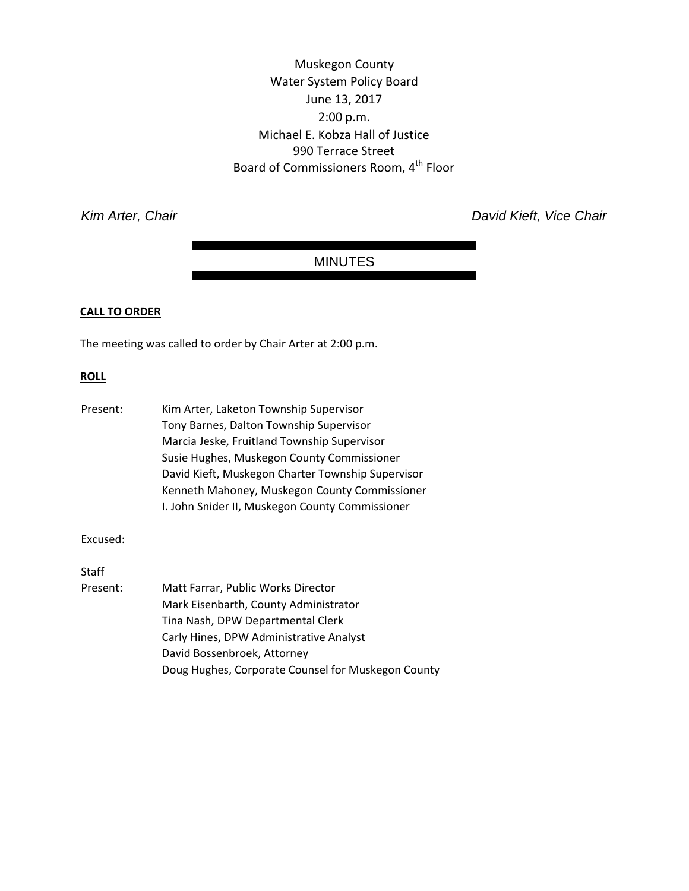Muskegon County
Water System Policy Board
June 13, 2017
2:00 p.m.
Michael E. Kobza Hall of Justice
990 Terrace Street
Board of Commissioners Room, 4th Floor

*Kim Arter, Chair* *David Kieft, Vice Chair*

# MINUTES

**CALL TO ORDER**

The meeting was called to order by Chair Arter at 2:00 p.m.

**ROLL**

Present: Kim Arter, Laketon Township Supervisor
Tony Barnes, Dalton Township Supervisor
Marcia Jeske, Fruitland Township Supervisor
Susie Hughes, Muskegon County Commissioner
David Kieft, Muskegon Charter Township Supervisor
Kenneth Mahoney, Muskegon County Commissioner
I. John Snider II, Muskegon County Commissioner

Excused:

Staff
Present: Matt Farrar, Public Works Director
Mark Eisenbarth, County Administrator
Tina Nash, DPW Departmental Clerk
Carly Hines, DPW Administrative Analyst
David Bossenbroek, Attorney
Doug Hughes, Corporate Counsel for Muskegon County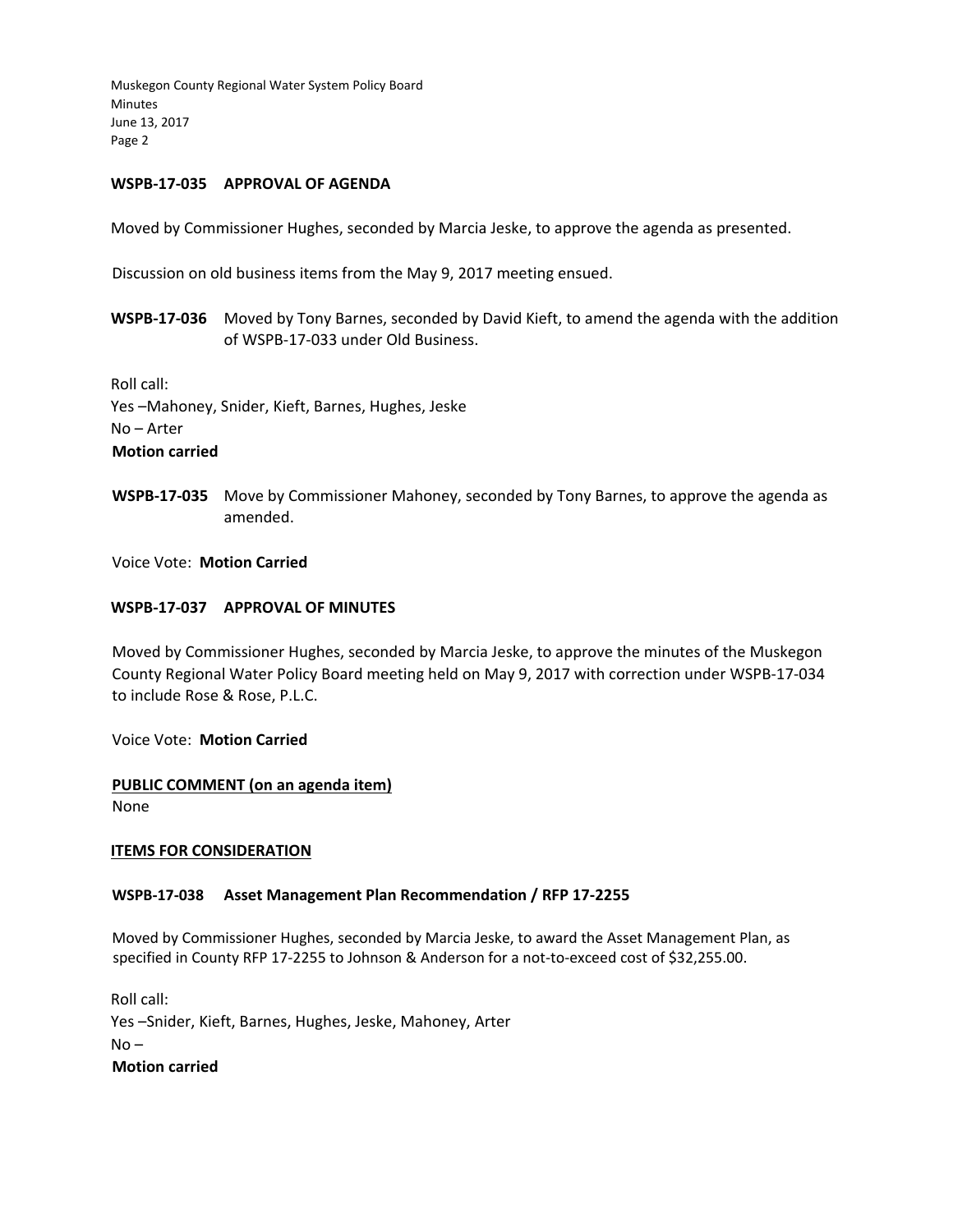**WSPB-17-035 APPROVAL OF AGENDA**

Moved by Commissioner Hughes, seconded by Marcia Jeske, to approve the agenda as presented.

Discussion on old business items from the May 9, 2017 meeting ensued.

**WSPB-17-036** Moved by Tony Barnes, seconded by David Kieft, to amend the agenda with the addition of WSPB-17-033 under Old Business.

Roll call:
Yes –Mahoney, Snider, Kieft, Barnes, Hughes, Jeske
No – Arter
**Motion carried**

**WSPB-17-035** Move by Commissioner Mahoney, seconded by Tony Barnes, to approve the agenda as amended.

Voice Vote: **Motion Carried**

**WSPB-17-037 APPROVAL OF MINUTES**

Moved by Commissioner Hughes, seconded by Marcia Jeske, to approve the minutes of the Muskegon County Regional Water Policy Board meeting held on May 9, 2017 with correction under WSPB-17-034 to include Rose & Rose, P.L.C.

Voice Vote: **Motion Carried**

**PUBLIC COMMENT (on an agenda item)**
None

**ITEMS FOR CONSIDERATION**

**WSPB-17-038 Asset Management Plan Recommendation / RFP 17-2255**

Moved by Commissioner Hughes, seconded by Marcia Jeske, to award the Asset Management Plan, as specified in County RFP 17-2255 to Johnson & Anderson for a not-to-exceed cost of $32,255.00.

Roll call:
Yes –Snider, Kieft, Barnes, Hughes, Jeske, Mahoney, Arter
No –
**Motion carried**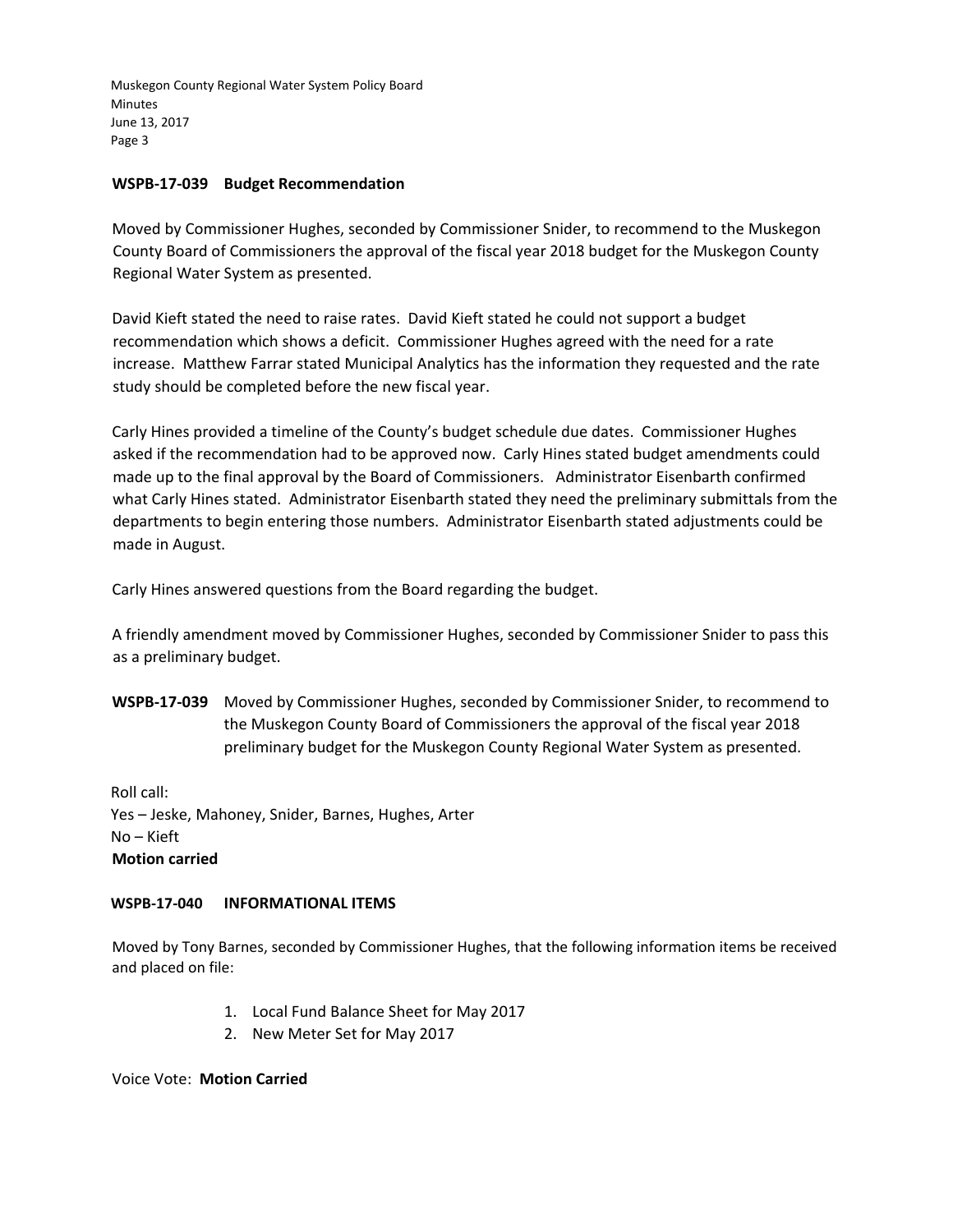**WSPB-17-039 Budget Recommendation**

Moved by Commissioner Hughes, seconded by Commissioner Snider, to recommend to the Muskegon County Board of Commissioners the approval of the fiscal year 2018 budget for the Muskegon County Regional Water System as presented.

David Kieft stated the need to raise rates. David Kieft stated he could not support a budget recommendation which shows a deficit. Commissioner Hughes agreed with the need for a rate increase. Matthew Farrar stated Municipal Analytics has the information they requested and the rate study should be completed before the new fiscal year.

Carly Hines provided a timeline of the County's budget schedule due dates. Commissioner Hughes asked if the recommendation had to be approved now. Carly Hines stated budget amendments could made up to the final approval by the Board of Commissioners. Administrator Eisenbarth confirmed what Carly Hines stated. Administrator Eisenbarth stated they need the preliminary submittals from the departments to begin entering those numbers. Administrator Eisenbarth stated adjustments could be made in August.

Carly Hines answered questions from the Board regarding the budget.

A friendly amendment moved by Commissioner Hughes, seconded by Commissioner Snider to pass this as a preliminary budget.

**WSPB-17-039** Moved by Commissioner Hughes, seconded by Commissioner Snider, to recommend to the Muskegon County Board of Commissioners the approval of the fiscal year 2018 preliminary budget for the Muskegon County Regional Water System as presented.

Roll call:
Yes – Jeske, Mahoney, Snider, Barnes, Hughes, Arter
No – Kieft
**Motion carried**

**WSPB-17-040 INFORMATIONAL ITEMS**

Moved by Tony Barnes, seconded by Commissioner Hughes, that the following information items be received and placed on file:

1. Local Fund Balance Sheet for May 2017
2. New Meter Set for May 2017

Voice Vote: **Motion Carried**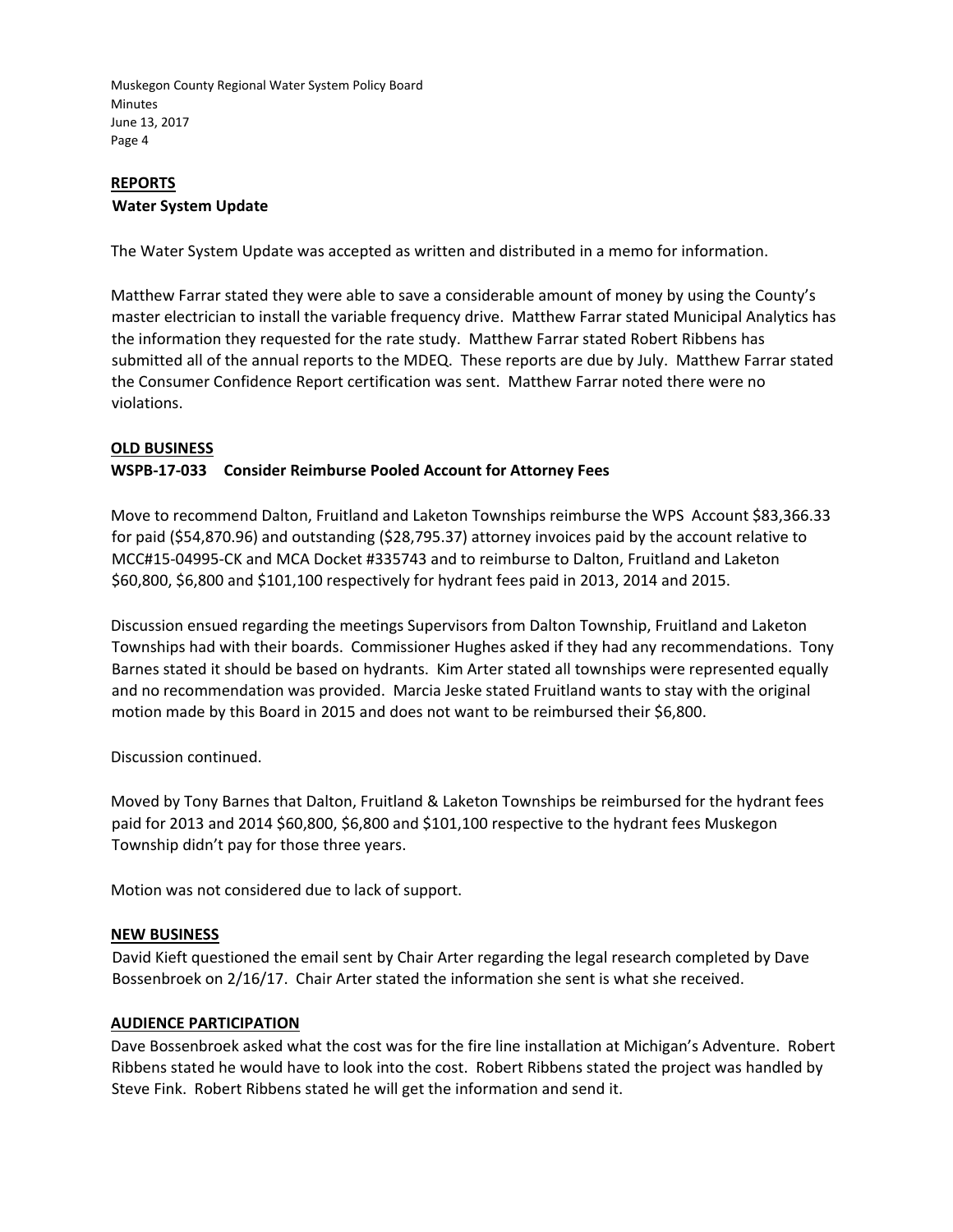## REPORTS

### Water System Update

The Water System Update was accepted as written and distributed in a memo for information.

Matthew Farrar stated they were able to save a considerable amount of money by using the County's master electrician to install the variable frequency drive. Matthew Farrar stated Municipal Analytics has the information they requested for the rate study. Matthew Farrar stated Robert Ribbens has submitted all of the annual reports to the MDEQ. These reports are due by July. Matthew Farrar stated the Consumer Confidence Report certification was sent. Matthew Farrar noted there were no violations.

## OLD BUSINESS

### WSPB-17-033 Consider Reimburse Pooled Account for Attorney Fees

Move to recommend Dalton, Fruitland and Laketon Townships reimburse the WPS Account $83,366.33 for paid ($54,870.96) and outstanding ($28,795.37) attorney invoices paid by the account relative to MCC#15-04995-CK and MCA Docket #335743 and to reimburse to Dalton, Fruitland and Laketon $60,800, $6,800 and $101,100 respectively for hydrant fees paid in 2013, 2014 and 2015.

Discussion ensued regarding the meetings Supervisors from Dalton Township, Fruitland and Laketon Townships had with their boards. Commissioner Hughes asked if they had any recommendations. Tony Barnes stated it should be based on hydrants. Kim Arter stated all townships were represented equally and no recommendation was provided. Marcia Jeske stated Fruitland wants to stay with the original motion made by this Board in 2015 and does not want to be reimbursed their $6,800.

Discussion continued.

Moved by Tony Barnes that Dalton, Fruitland & Laketon Townships be reimbursed for the hydrant fees paid for 2013 and 2014 $60,800, $6,800 and $101,100 respective to the hydrant fees Muskegon Township didn't pay for those three years.

Motion was not considered due to lack of support.

## NEW BUSINESS

David Kieft questioned the email sent by Chair Arter regarding the legal research completed by Dave Bossenbroek on 2/16/17. Chair Arter stated the information she sent is what she received.

## AUDIENCE PARTICIPATION

Dave Bossenbroek asked what the cost was for the fire line installation at Michigan's Adventure. Robert Ribbens stated he would have to look into the cost. Robert Ribbens stated the project was handled by Steve Fink. Robert Ribbens stated he will get the information and send it.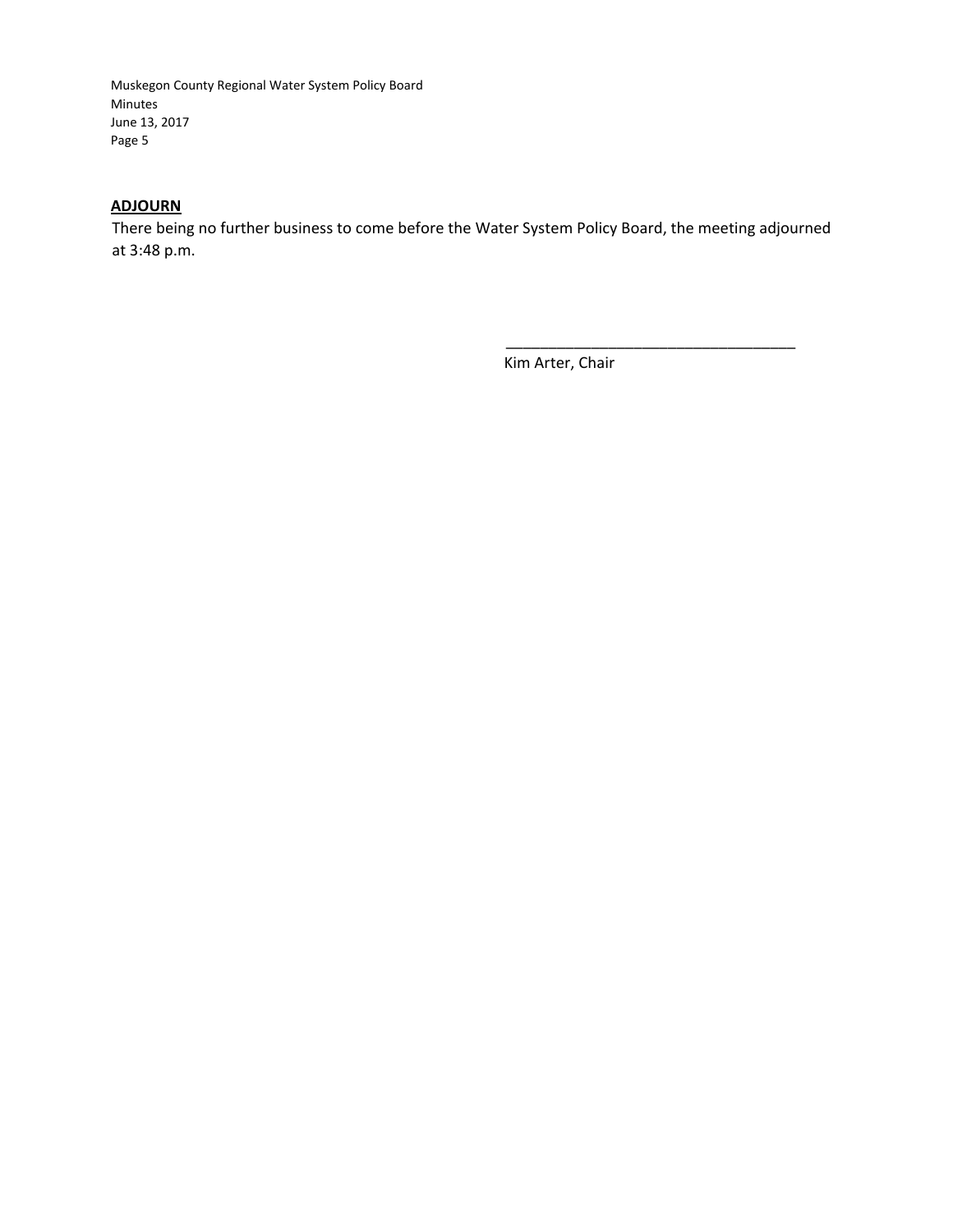**ADJOURN**

There being no further business to come before the Water System Policy Board, the meeting adjourned at 3:48 p.m.

\_\_\_\_\_\_\_\_\_\_\_\_\_\_\_\_\_\_\_\_\_\_\_\_\_\_\_\_\_\_\_\_\_\_

Kim Arter, Chair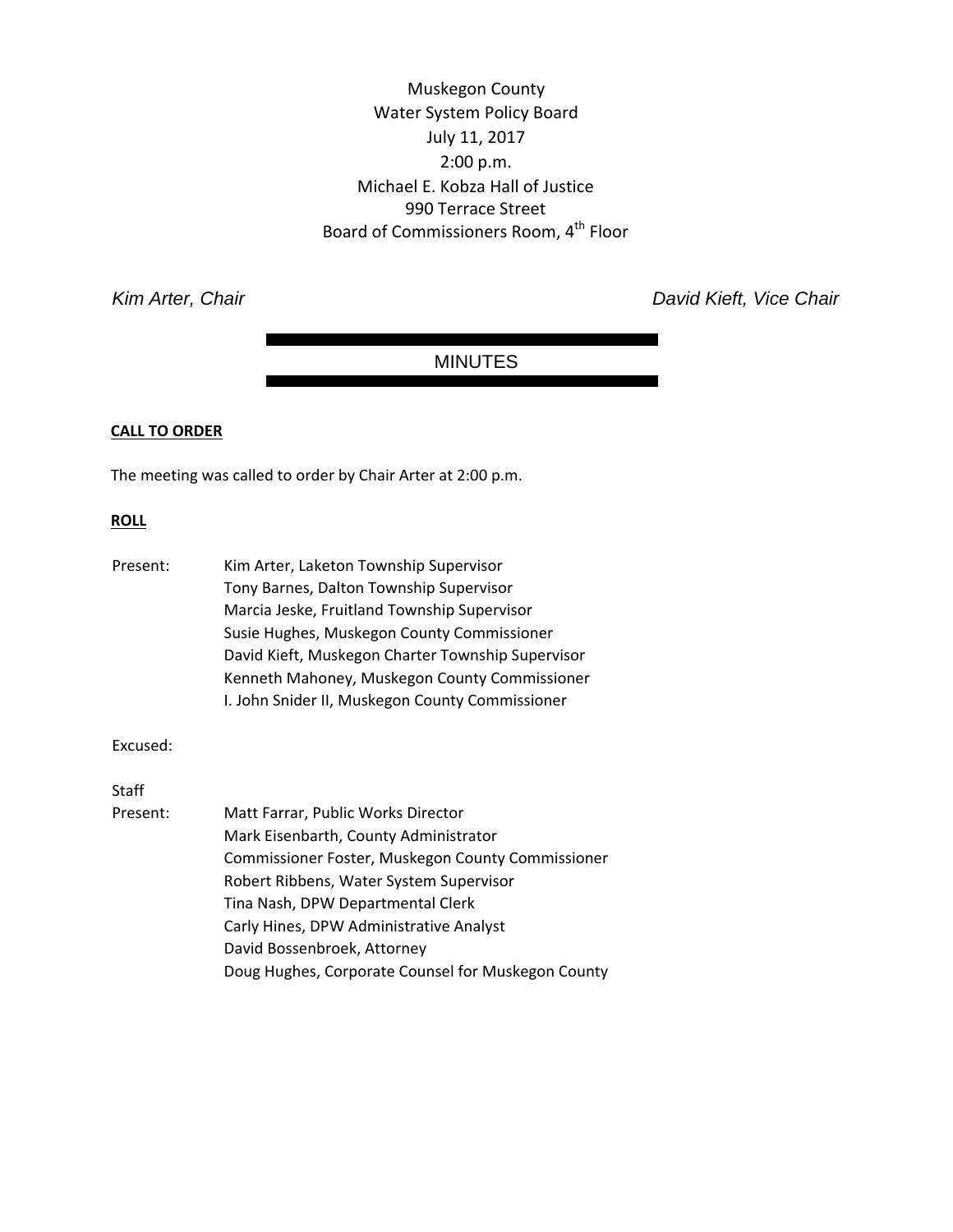Muskegon County
Water System Policy Board
July 11, 2017
2:00 p.m.
Michael E. Kobza Hall of Justice
990 Terrace Street
Board of Commissioners Room, 4th Floor

*Kim Arter, Chair* *David Kieft, Vice Chair*

MINUTES

**CALL TO ORDER**

The meeting was called to order by Chair Arter at 2:00 p.m.

**ROLL**

Present:
Kim Arter, Laketon Township Supervisor
Tony Barnes, Dalton Township Supervisor
Marcia Jeske, Fruitland Township Supervisor
Susie Hughes, Muskegon County Commissioner
David Kieft, Muskegon Charter Township Supervisor
Kenneth Mahoney, Muskegon County Commissioner
I. John Snider II, Muskegon County Commissioner

Excused:

Staff Present:
Matt Farrar, Public Works Director
Mark Eisenbarth, County Administrator
Commissioner Foster, Muskegon County Commissioner
Robert Ribbens, Water System Supervisor
Tina Nash, DPW Departmental Clerk
Carly Hines, DPW Administrative Analyst
David Bossenbroek, Attorney
Doug Hughes, Corporate Counsel for Muskegon County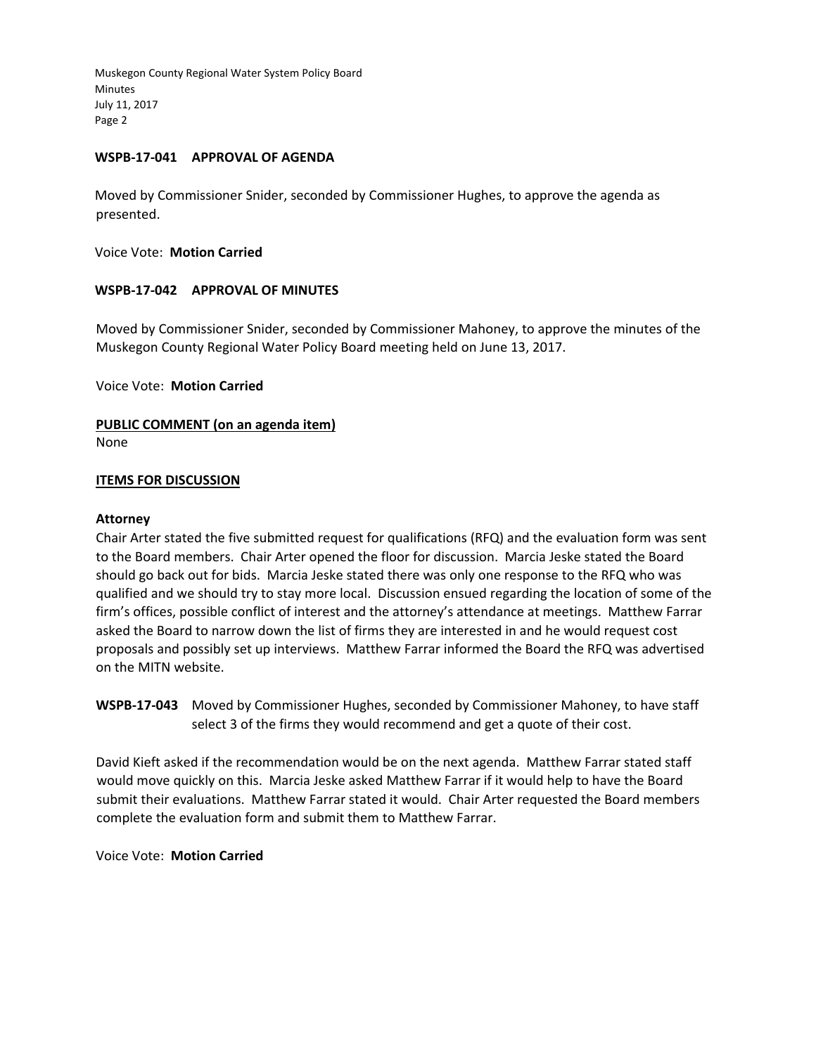**WSPB-17-041 APPROVAL OF AGENDA**

Moved by Commissioner Snider, seconded by Commissioner Hughes, to approve the agenda as presented.

Voice Vote: **Motion Carried**

**WSPB-17-042 APPROVAL OF MINUTES**

Moved by Commissioner Snider, seconded by Commissioner Mahoney, to approve the minutes of the Muskegon County Regional Water Policy Board meeting held on June 13, 2017.

Voice Vote: **Motion Carried**

**PUBLIC COMMENT (on an agenda item)**

None

**ITEMS FOR DISCUSSION**

**Attorney**

Chair Arter stated the five submitted request for qualifications (RFQ) and the evaluation form was sent to the Board members. Chair Arter opened the floor for discussion. Marcia Jeske stated the Board should go back out for bids. Marcia Jeske stated there was only one response to the RFQ who was qualified and we should try to stay more local. Discussion ensued regarding the location of some of the firm's offices, possible conflict of interest and the attorney's attendance at meetings. Matthew Farrar asked the Board to narrow down the list of firms they are interested in and he would request cost proposals and possibly set up interviews. Matthew Farrar informed the Board the RFQ was advertised on the MITN website.

**WSPB-17-043** Moved by Commissioner Hughes, seconded by Commissioner Mahoney, to have staff select 3 of the firms they would recommend and get a quote of their cost.

David Kieft asked if the recommendation would be on the next agenda. Matthew Farrar stated staff would move quickly on this. Marcia Jeske asked Matthew Farrar if it would help to have the Board submit their evaluations. Matthew Farrar stated it would. Chair Arter requested the Board members complete the evaluation form and submit them to Matthew Farrar.

Voice Vote: **Motion Carried**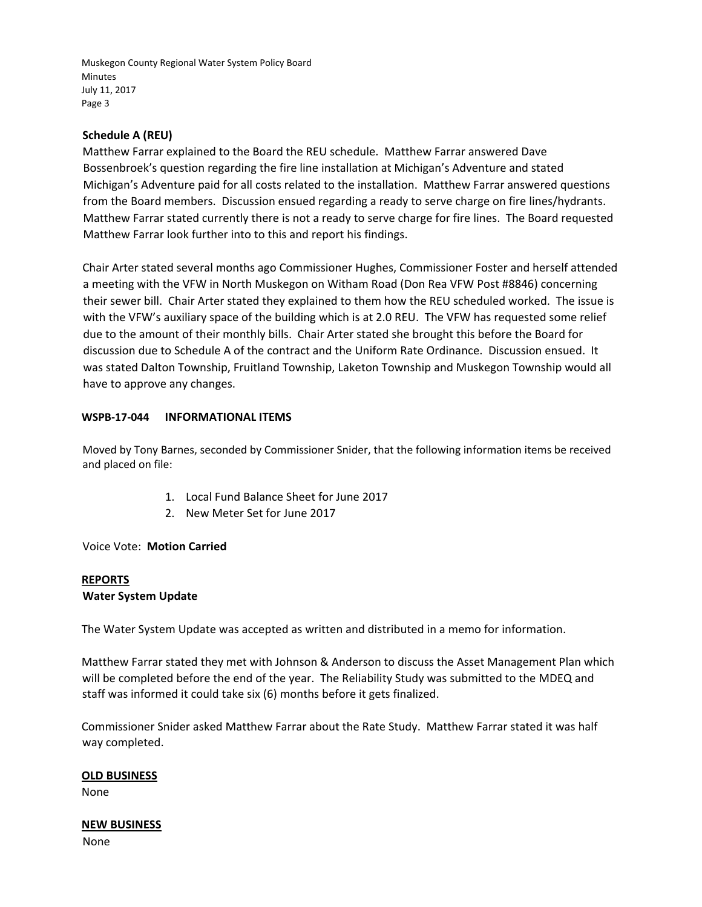**Schedule A (REU)**

Matthew Farrar explained to the Board the REU schedule. Matthew Farrar answered Dave Bossenbroek's question regarding the fire line installation at Michigan's Adventure and stated Michigan's Adventure paid for all costs related to the installation. Matthew Farrar answered questions from the Board members. Discussion ensued regarding a ready to serve charge on fire lines/hydrants. Matthew Farrar stated currently there is not a ready to serve charge for fire lines. The Board requested Matthew Farrar look further into to this and report his findings.

Chair Arter stated several months ago Commissioner Hughes, Commissioner Foster and herself attended a meeting with the VFW in North Muskegon on Witham Road (Don Rea VFW Post #8846) concerning their sewer bill. Chair Arter stated they explained to them how the REU scheduled worked. The issue is with the VFW's auxiliary space of the building which is at 2.0 REU. The VFW has requested some relief due to the amount of their monthly bills. Chair Arter stated she brought this before the Board for discussion due to Schedule A of the contract and the Uniform Rate Ordinance. Discussion ensued. It was stated Dalton Township, Fruitland Township, Laketon Township and Muskegon Township would all have to approve any changes.

**WSPB-17-044 INFORMATIONAL ITEMS**

Moved by Tony Barnes, seconded by Commissioner Snider, that the following information items be received and placed on file:

1. Local Fund Balance Sheet for June 2017
2. New Meter Set for June 2017

Voice Vote: **Motion Carried**

**REPORTS**

**Water System Update**

The Water System Update was accepted as written and distributed in a memo for information.

Matthew Farrar stated they met with Johnson & Anderson to discuss the Asset Management Plan which will be completed before the end of the year. The Reliability Study was submitted to the MDEQ and staff was informed it could take six (6) months before it gets finalized.

Commissioner Snider asked Matthew Farrar about the Rate Study. Matthew Farrar stated it was half way completed.

**OLD BUSINESS**

None

**NEW BUSINESS**

None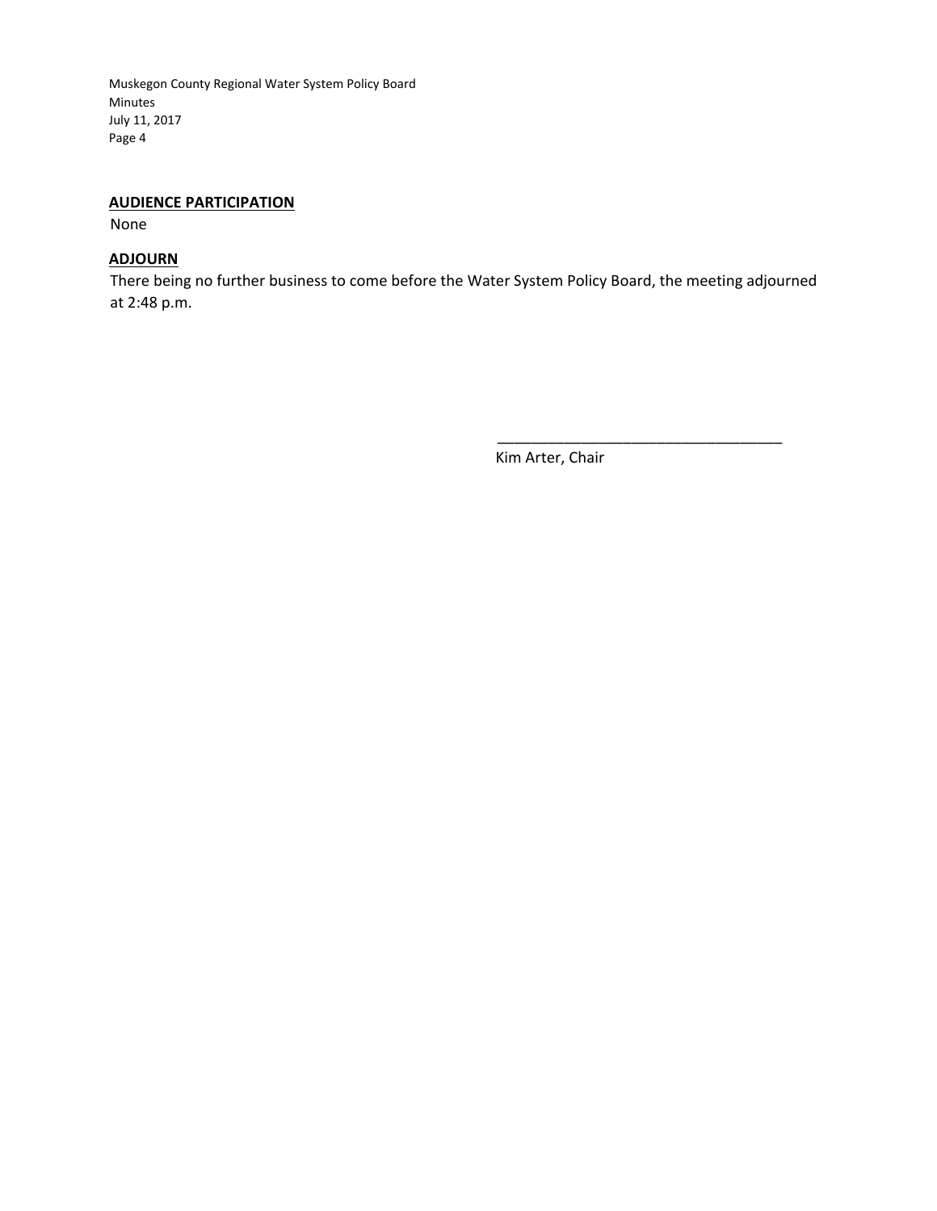## AUDIENCE PARTICIPATION

None

## ADJOURN

There being no further business to come before the Water System Policy Board, the meeting adjourned at 2:48 p.m.

\_\_\_\_\_\_\_\_\_\_\_\_\_\_\_\_\_\_\_\_\_\_\_\_\_\_\_\_\_\_\_\_\_\_

Kim Arter, Chair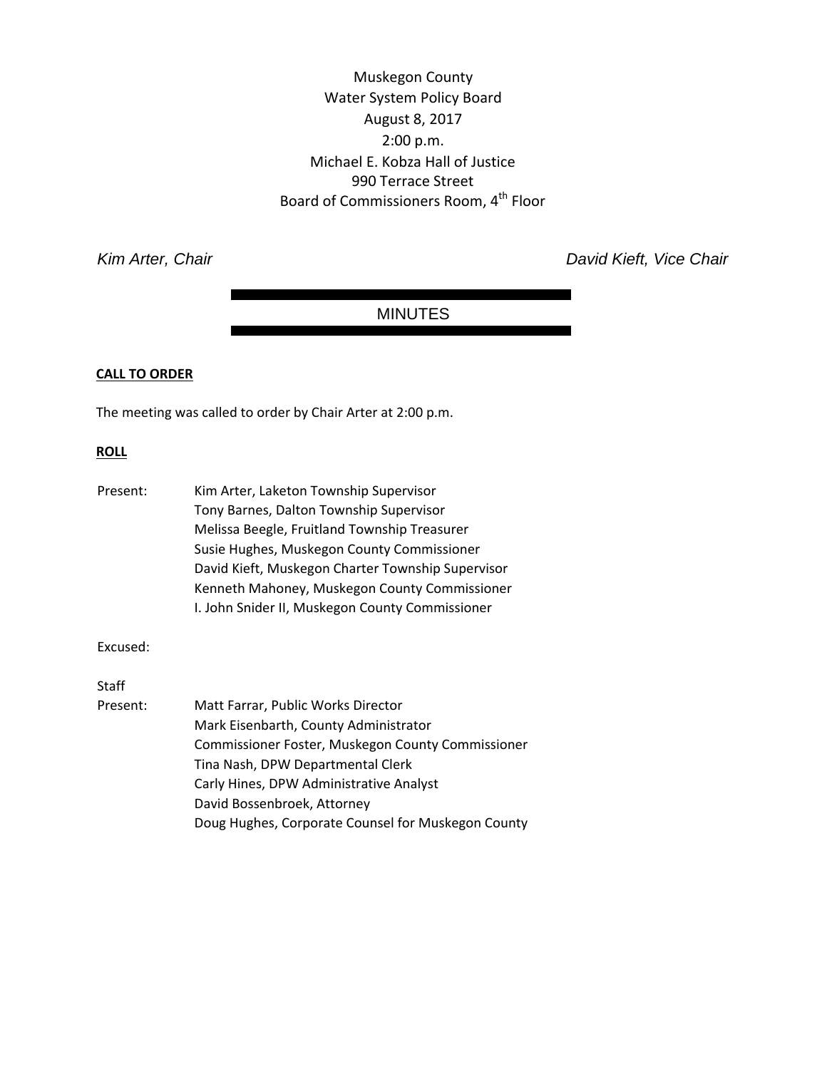Muskegon County
Water System Policy Board
August 8, 2017
2:00 p.m.
Michael E. Kobza Hall of Justice
990 Terrace Street
Board of Commissioners Room, 4th Floor

*Kim Arter, Chair* *David Kieft, Vice Chair*

## MINUTES

**CALL TO ORDER**

The meeting was called to order by Chair Arter at 2:00 p.m.

**ROLL**

Present: Kim Arter, Laketon Township Supervisor
Tony Barnes, Dalton Township Supervisor
Melissa Beegle, Fruitland Township Treasurer
Susie Hughes, Muskegon County Commissioner
David Kieft, Muskegon Charter Township Supervisor
Kenneth Mahoney, Muskegon County Commissioner
I. John Snider II, Muskegon County Commissioner

Excused:

Staff
Present: Matt Farrar, Public Works Director
Mark Eisenbarth, County Administrator
Commissioner Foster, Muskegon County Commissioner
Tina Nash, DPW Departmental Clerk
Carly Hines, DPW Administrative Analyst
David Bossenbroek, Attorney
Doug Hughes, Corporate Counsel for Muskegon County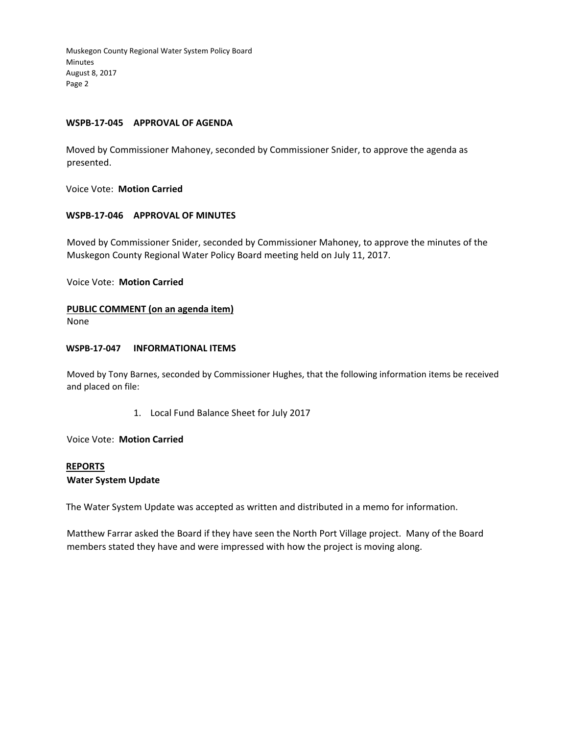**WSPB-17-045 APPROVAL OF AGENDA**

Moved by Commissioner Mahoney, seconded by Commissioner Snider, to approve the agenda as presented.

Voice Vote: **Motion Carried**

**WSPB-17-046 APPROVAL OF MINUTES**

Moved by Commissioner Snider, seconded by Commissioner Mahoney, to approve the minutes of the Muskegon County Regional Water Policy Board meeting held on July 11, 2017.

Voice Vote: **Motion Carried**

**PUBLIC COMMENT (on an agenda item)**

None

**WSPB-17-047 INFORMATIONAL ITEMS**

Moved by Tony Barnes, seconded by Commissioner Hughes, that the following information items be received and placed on file:

1. Local Fund Balance Sheet for July 2017

Voice Vote: **Motion Carried**

**REPORTS**

**Water System Update**

The Water System Update was accepted as written and distributed in a memo for information.

Matthew Farrar asked the Board if they have seen the North Port Village project. Many of the Board members stated they have and were impressed with how the project is moving along.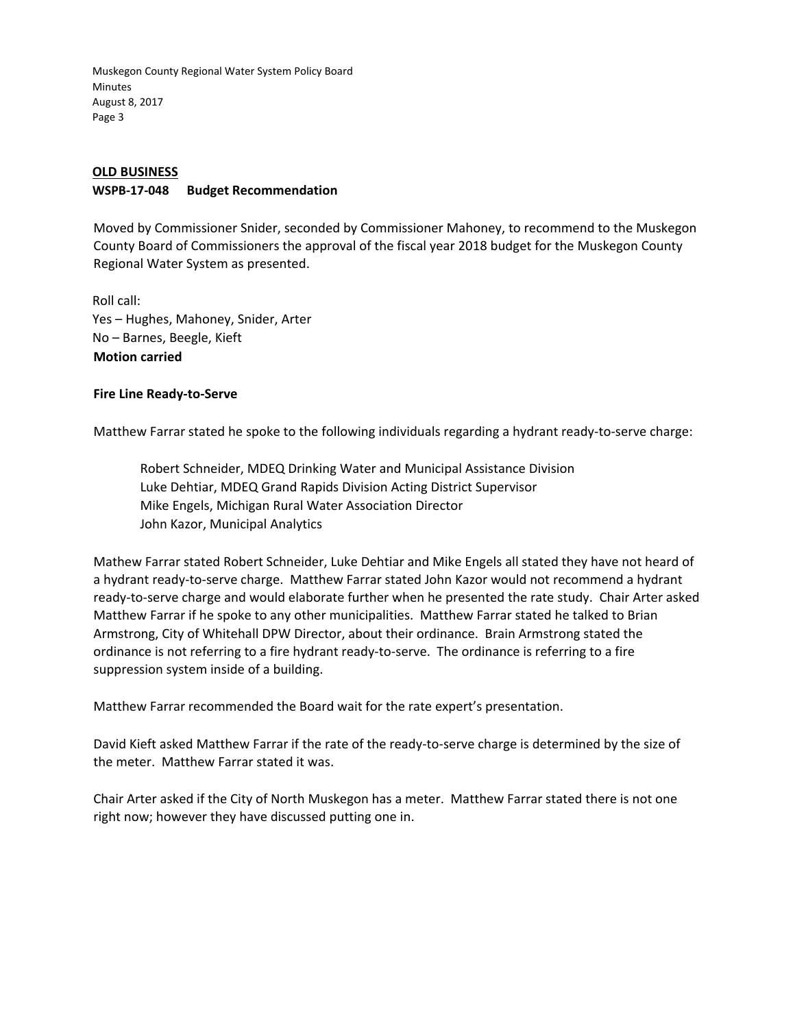**OLD BUSINESS**

**WSPB-17-048 Budget Recommendation**

Moved by Commissioner Snider, seconded by Commissioner Mahoney, to recommend to the Muskegon County Board of Commissioners the approval of the fiscal year 2018 budget for the Muskegon County Regional Water System as presented.

Roll call:
Yes – Hughes, Mahoney, Snider, Arter
No – Barnes, Beegle, Kieft
**Motion carried**

**Fire Line Ready-to-Serve**

Matthew Farrar stated he spoke to the following individuals regarding a hydrant ready-to-serve charge:

Robert Schneider, MDEQ Drinking Water and Municipal Assistance Division
Luke Dehtiar, MDEQ Grand Rapids Division Acting District Supervisor
Mike Engels, Michigan Rural Water Association Director
John Kazor, Municipal Analytics

Mathew Farrar stated Robert Schneider, Luke Dehtiar and Mike Engels all stated they have not heard of a hydrant ready-to-serve charge. Matthew Farrar stated John Kazor would not recommend a hydrant ready-to-serve charge and would elaborate further when he presented the rate study. Chair Arter asked Matthew Farrar if he spoke to any other municipalities. Matthew Farrar stated he talked to Brian Armstrong, City of Whitehall DPW Director, about their ordinance. Brain Armstrong stated the ordinance is not referring to a fire hydrant ready-to-serve. The ordinance is referring to a fire suppression system inside of a building.

Matthew Farrar recommended the Board wait for the rate expert's presentation.

David Kieft asked Matthew Farrar if the rate of the ready-to-serve charge is determined by the size of the meter. Matthew Farrar stated it was.

Chair Arter asked if the City of North Muskegon has a meter. Matthew Farrar stated there is not one right now; however they have discussed putting one in.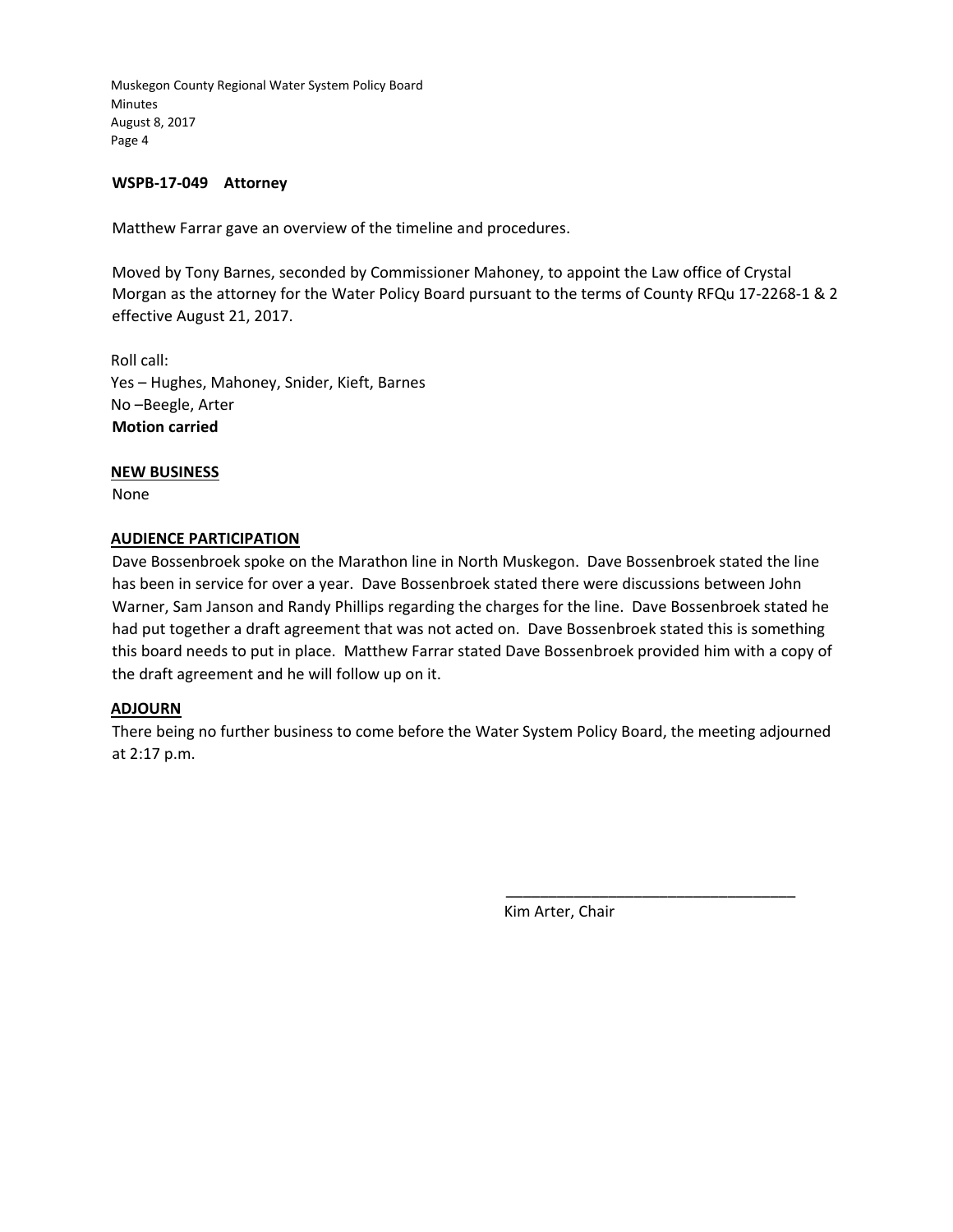**WSPB-17-049 Attorney**

Matthew Farrar gave an overview of the timeline and procedures.

Moved by Tony Barnes, seconded by Commissioner Mahoney, to appoint the Law office of Crystal Morgan as the attorney for the Water Policy Board pursuant to the terms of County RFQu 17-2268-1 & 2 effective August 21, 2017.

Roll call:
Yes – Hughes, Mahoney, Snider, Kieft, Barnes
No –Beegle, Arter
**Motion carried**

**NEW BUSINESS**

None

**AUDIENCE PARTICIPATION**

Dave Bossenbroek spoke on the Marathon line in North Muskegon. Dave Bossenbroek stated the line has been in service for over a year. Dave Bossenbroek stated there were discussions between John Warner, Sam Janson and Randy Phillips regarding the charges for the line. Dave Bossenbroek stated he had put together a draft agreement that was not acted on. Dave Bossenbroek stated this is something this board needs to put in place. Matthew Farrar stated Dave Bossenbroek provided him with a copy of the draft agreement and he will follow up on it.

**ADJOURN**

There being no further business to come before the Water System Policy Board, the meeting adjourned at 2:17 p.m.

\_\_\_\_\_\_\_\_\_\_\_\_\_\_\_\_\_\_\_\_\_\_\_\_\_\_\_\_\_\_\_\_\_\_

Kim Arter, Chair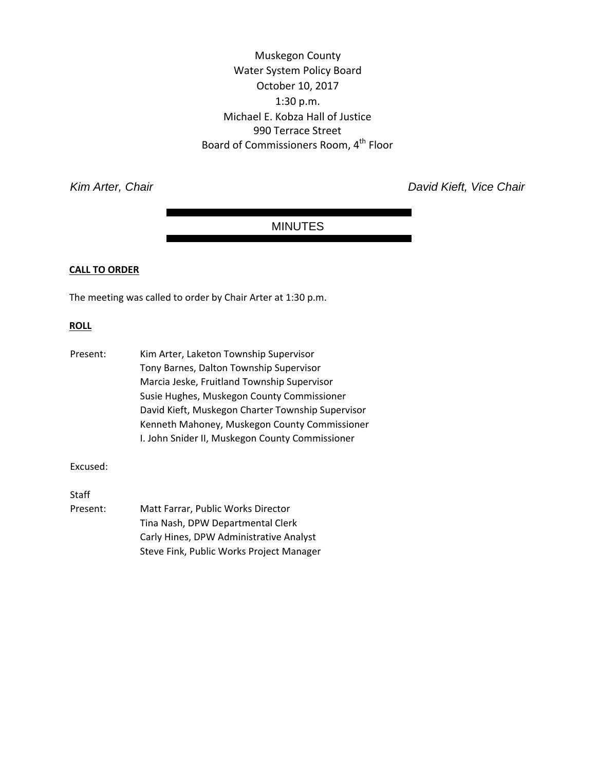Muskegon County
Water System Policy Board
October 10, 2017
1:30 p.m.
Michael E. Kobza Hall of Justice
990 Terrace Street
Board of Commissioners Room, 4th Floor

*Kim Arter, Chair* *David Kieft, Vice Chair*

## MINUTES

**CALL TO ORDER**

The meeting was called to order by Chair Arter at 1:30 p.m.

**ROLL**

Present: Kim Arter, Laketon Township Supervisor
Tony Barnes, Dalton Township Supervisor
Marcia Jeske, Fruitland Township Supervisor
Susie Hughes, Muskegon County Commissioner
David Kieft, Muskegon Charter Township Supervisor
Kenneth Mahoney, Muskegon County Commissioner
I. John Snider II, Muskegon County Commissioner

Excused:

Staff Present: Matt Farrar, Public Works Director
Tina Nash, DPW Departmental Clerk
Carly Hines, DPW Administrative Analyst
Steve Fink, Public Works Project Manager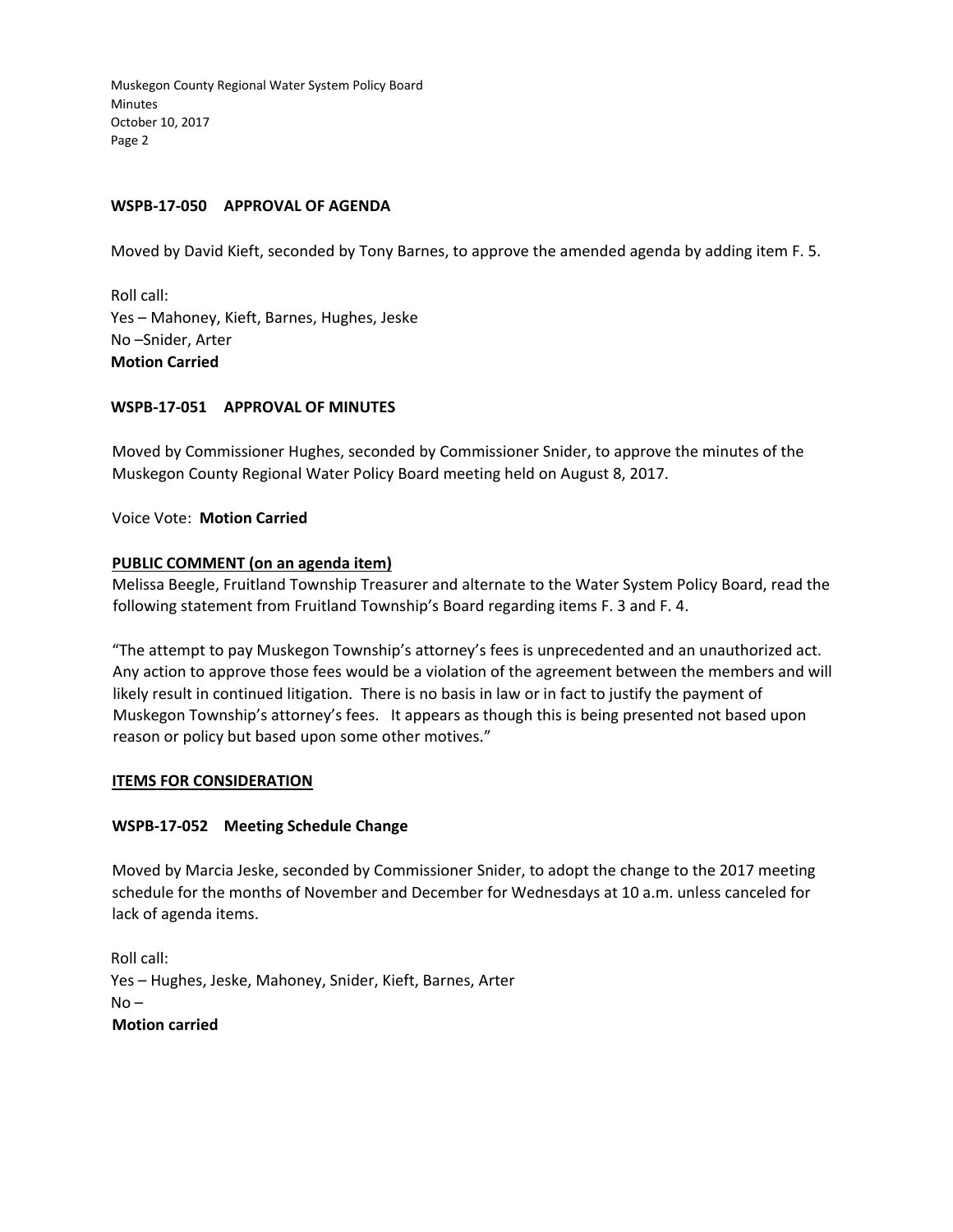**WSPB-17-050 APPROVAL OF AGENDA**

Moved by David Kieft, seconded by Tony Barnes, to approve the amended agenda by adding item F. 5.

Roll call:
Yes – Mahoney, Kieft, Barnes, Hughes, Jeske
No –Snider, Arter
**Motion Carried**

**WSPB-17-051 APPROVAL OF MINUTES**

Moved by Commissioner Hughes, seconded by Commissioner Snider, to approve the minutes of the Muskegon County Regional Water Policy Board meeting held on August 8, 2017.

Voice Vote: **Motion Carried**

**PUBLIC COMMENT (on an agenda item)**

Melissa Beegle, Fruitland Township Treasurer and alternate to the Water System Policy Board, read the following statement from Fruitland Township's Board regarding items F. 3 and F. 4.

"The attempt to pay Muskegon Township's attorney's fees is unprecedented and an unauthorized act. Any action to approve those fees would be a violation of the agreement between the members and will likely result in continued litigation. There is no basis in law or in fact to justify the payment of Muskegon Township's attorney's fees. It appears as though this is being presented not based upon reason or policy but based upon some other motives."

**ITEMS FOR CONSIDERATION**

**WSPB-17-052 Meeting Schedule Change**

Moved by Marcia Jeske, seconded by Commissioner Snider, to adopt the change to the 2017 meeting schedule for the months of November and December for Wednesdays at 10 a.m. unless canceled for lack of agenda items.

Roll call:
Yes – Hughes, Jeske, Mahoney, Snider, Kieft, Barnes, Arter
No –
**Motion carried**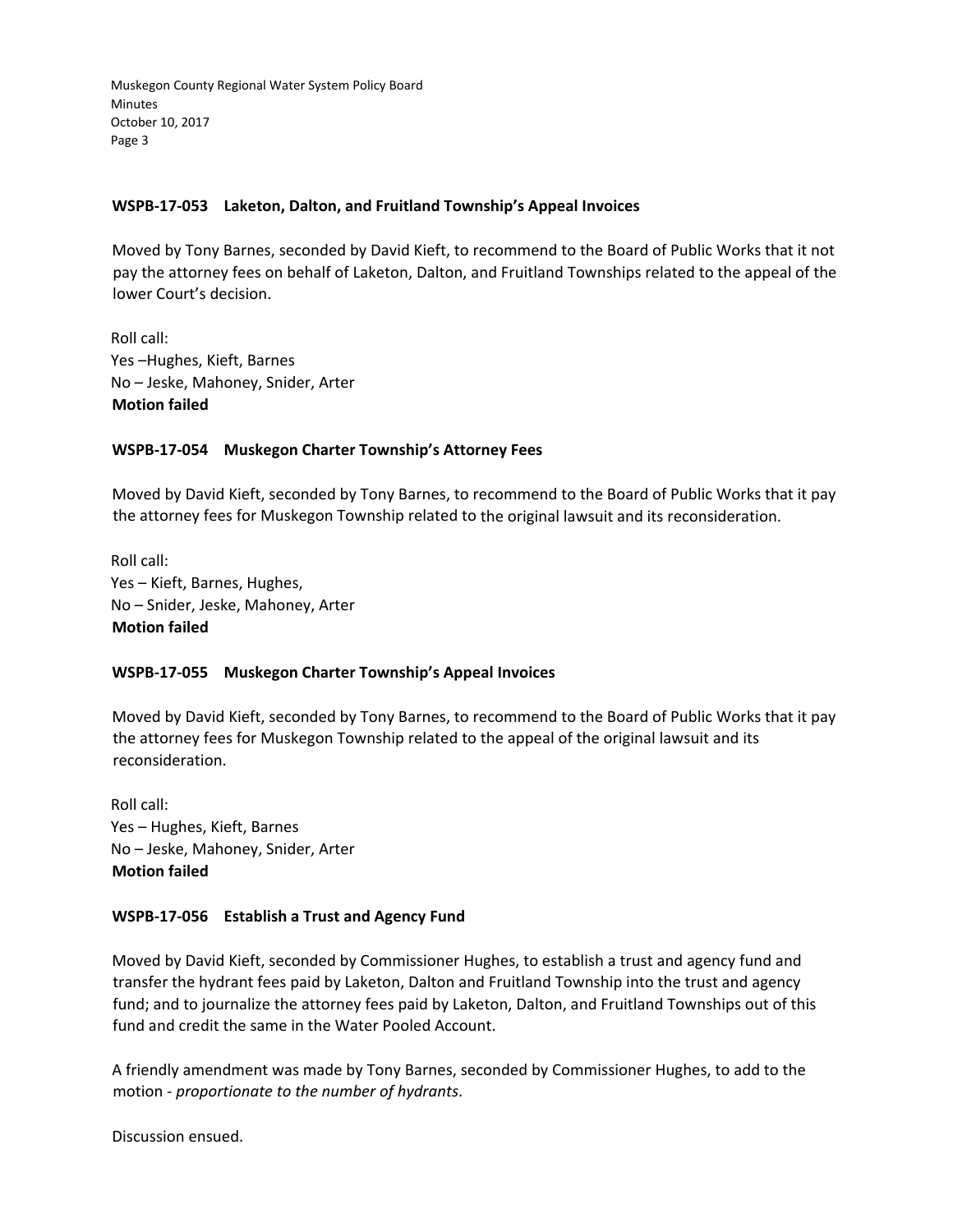**WSPB-17-053 Laketon, Dalton, and Fruitland Township's Appeal Invoices**

Moved by Tony Barnes, seconded by David Kieft, to recommend to the Board of Public Works that it not pay the attorney fees on behalf of Laketon, Dalton, and Fruitland Townships related to the appeal of the lower Court's decision.

Roll call:
Yes –Hughes, Kieft, Barnes
No – Jeske, Mahoney, Snider, Arter
**Motion failed**

**WSPB-17-054 Muskegon Charter Township's Attorney Fees**

Moved by David Kieft, seconded by Tony Barnes, to recommend to the Board of Public Works that it pay the attorney fees for Muskegon Township related to the original lawsuit and its reconsideration.

Roll call:
Yes – Kieft, Barnes, Hughes,
No – Snider, Jeske, Mahoney, Arter
**Motion failed**

**WSPB-17-055 Muskegon Charter Township's Appeal Invoices**

Moved by David Kieft, seconded by Tony Barnes, to recommend to the Board of Public Works that it pay the attorney fees for Muskegon Township related to the appeal of the original lawsuit and its reconsideration.

Roll call:
Yes – Hughes, Kieft, Barnes
No – Jeske, Mahoney, Snider, Arter
**Motion failed**

**WSPB-17-056 Establish a Trust and Agency Fund**

Moved by David Kieft, seconded by Commissioner Hughes, to establish a trust and agency fund and transfer the hydrant fees paid by Laketon, Dalton and Fruitland Township into the trust and agency fund; and to journalize the attorney fees paid by Laketon, Dalton, and Fruitland Townships out of this fund and credit the same in the Water Pooled Account.

A friendly amendment was made by Tony Barnes, seconded by Commissioner Hughes, to add to the motion - *proportionate to the number of hydrants*.

Discussion ensued.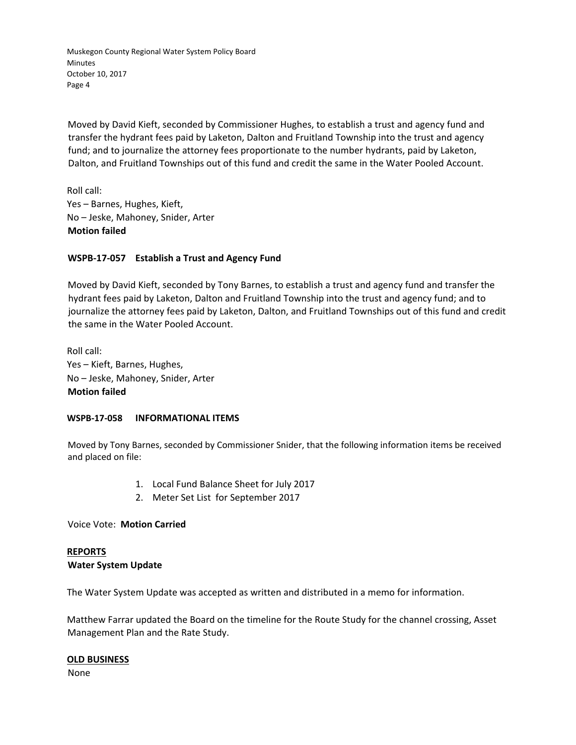Moved by David Kieft, seconded by Commissioner Hughes, to establish a trust and agency fund and transfer the hydrant fees paid by Laketon, Dalton and Fruitland Township into the trust and agency fund; and to journalize the attorney fees proportionate to the number hydrants, paid by Laketon, Dalton, and Fruitland Townships out of this fund and credit the same in the Water Pooled Account.

Roll call:
Yes – Barnes, Hughes, Kieft,
No – Jeske, Mahoney, Snider, Arter
**Motion failed**

**WSPB-17-057 Establish a Trust and Agency Fund**

Moved by David Kieft, seconded by Tony Barnes, to establish a trust and agency fund and transfer the hydrant fees paid by Laketon, Dalton and Fruitland Township into the trust and agency fund; and to journalize the attorney fees paid by Laketon, Dalton, and Fruitland Townships out of this fund and credit the same in the Water Pooled Account.

Roll call:
Yes – Kieft, Barnes, Hughes,
No – Jeske, Mahoney, Snider, Arter
**Motion failed**

**WSPB-17-058 INFORMATIONAL ITEMS**

Moved by Tony Barnes, seconded by Commissioner Snider, that the following information items be received and placed on file:

1. Local Fund Balance Sheet for July 2017
2. Meter Set List for September 2017

Voice Vote: **Motion Carried**

**REPORTS**
**Water System Update**

The Water System Update was accepted as written and distributed in a memo for information.

Matthew Farrar updated the Board on the timeline for the Route Study for the channel crossing, Asset Management Plan and the Rate Study.

**OLD BUSINESS**
None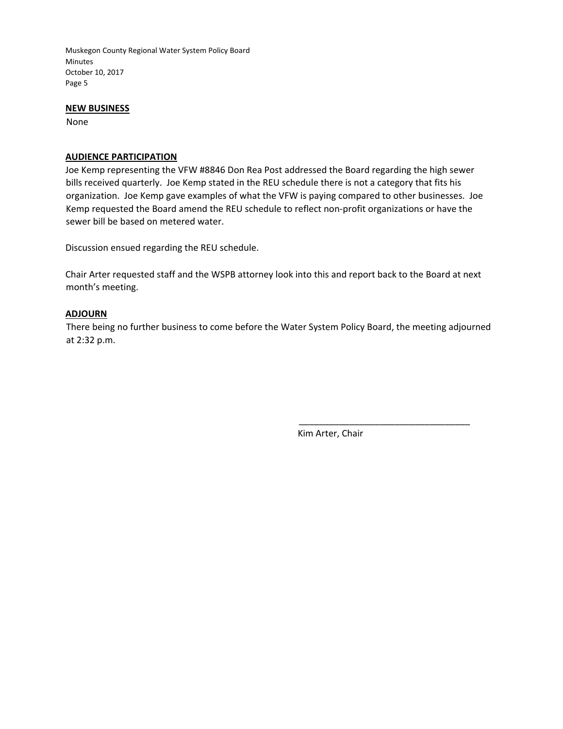**NEW BUSINESS**

None

**AUDIENCE PARTICIPATION**

Joe Kemp representing the VFW #8846 Don Rea Post addressed the Board regarding the high sewer bills received quarterly. Joe Kemp stated in the REU schedule there is not a category that fits his organization. Joe Kemp gave examples of what the VFW is paying compared to other businesses. Joe Kemp requested the Board amend the REU schedule to reflect non-profit organizations or have the sewer bill be based on metered water.

Discussion ensued regarding the REU schedule.

Chair Arter requested staff and the WSPB attorney look into this and report back to the Board at next month's meeting.

**ADJOURN**

There being no further business to come before the Water System Policy Board, the meeting adjourned at 2:32 p.m.

\_\_\_\_\_\_\_\_\_\_\_\_\_\_\_\_\_\_\_\_\_\_\_\_\_\_\_\_\_\_\_\_\_\_

Kim Arter, Chair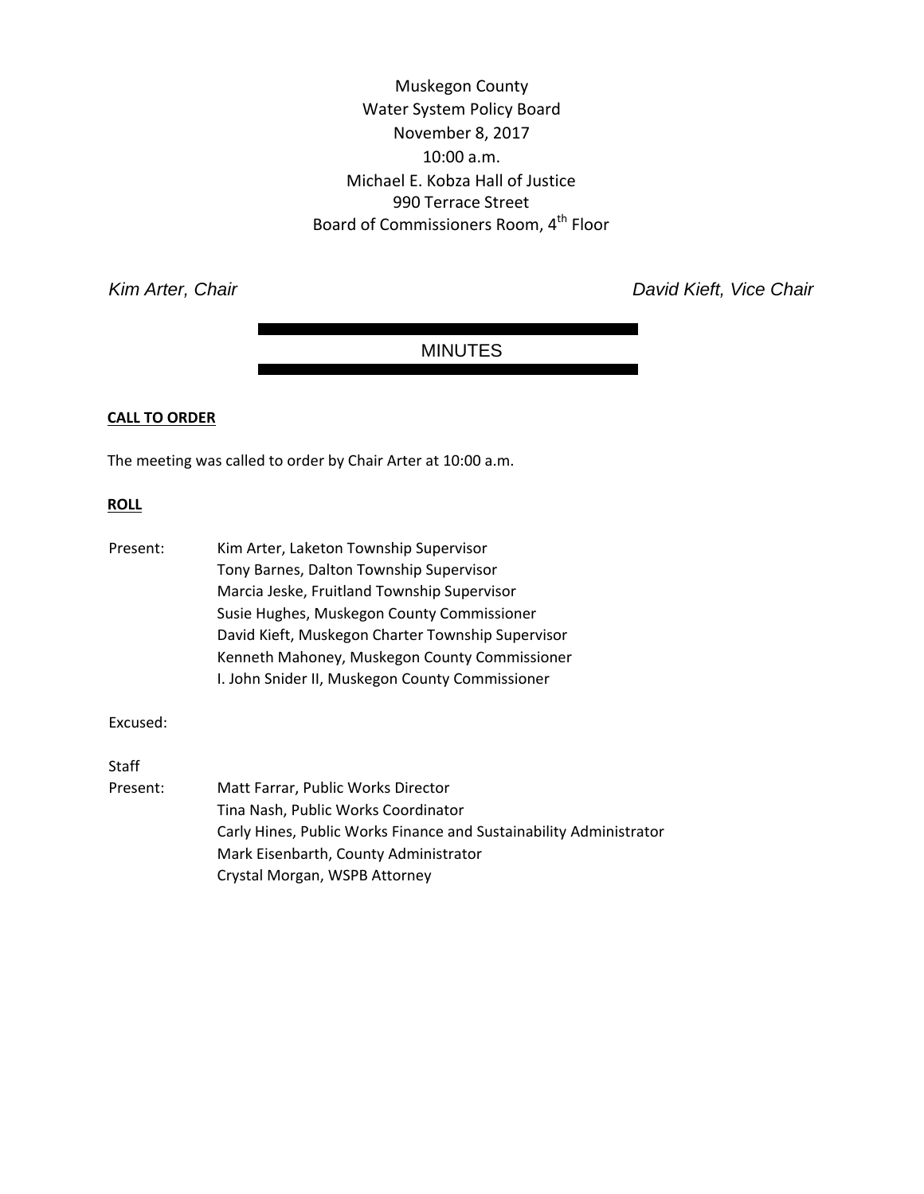Muskegon County
Water System Policy Board
November 8, 2017
10:00 a.m.
Michael E. Kobza Hall of Justice
990 Terrace Street
Board of Commissioners Room, 4th Floor

*Kim Arter, Chair* *David Kieft, Vice Chair*

# MINUTES

**CALL TO ORDER**

The meeting was called to order by Chair Arter at 10:00 a.m.

**ROLL**

Present: Kim Arter, Laketon Township Supervisor
Tony Barnes, Dalton Township Supervisor
Marcia Jeske, Fruitland Township Supervisor
Susie Hughes, Muskegon County Commissioner
David Kieft, Muskegon Charter Township Supervisor
Kenneth Mahoney, Muskegon County Commissioner
I. John Snider II, Muskegon County Commissioner

Excused:

Staff
Present: Matt Farrar, Public Works Director
Tina Nash, Public Works Coordinator
Carly Hines, Public Works Finance and Sustainability Administrator
Mark Eisenbarth, County Administrator
Crystal Morgan, WSPB Attorney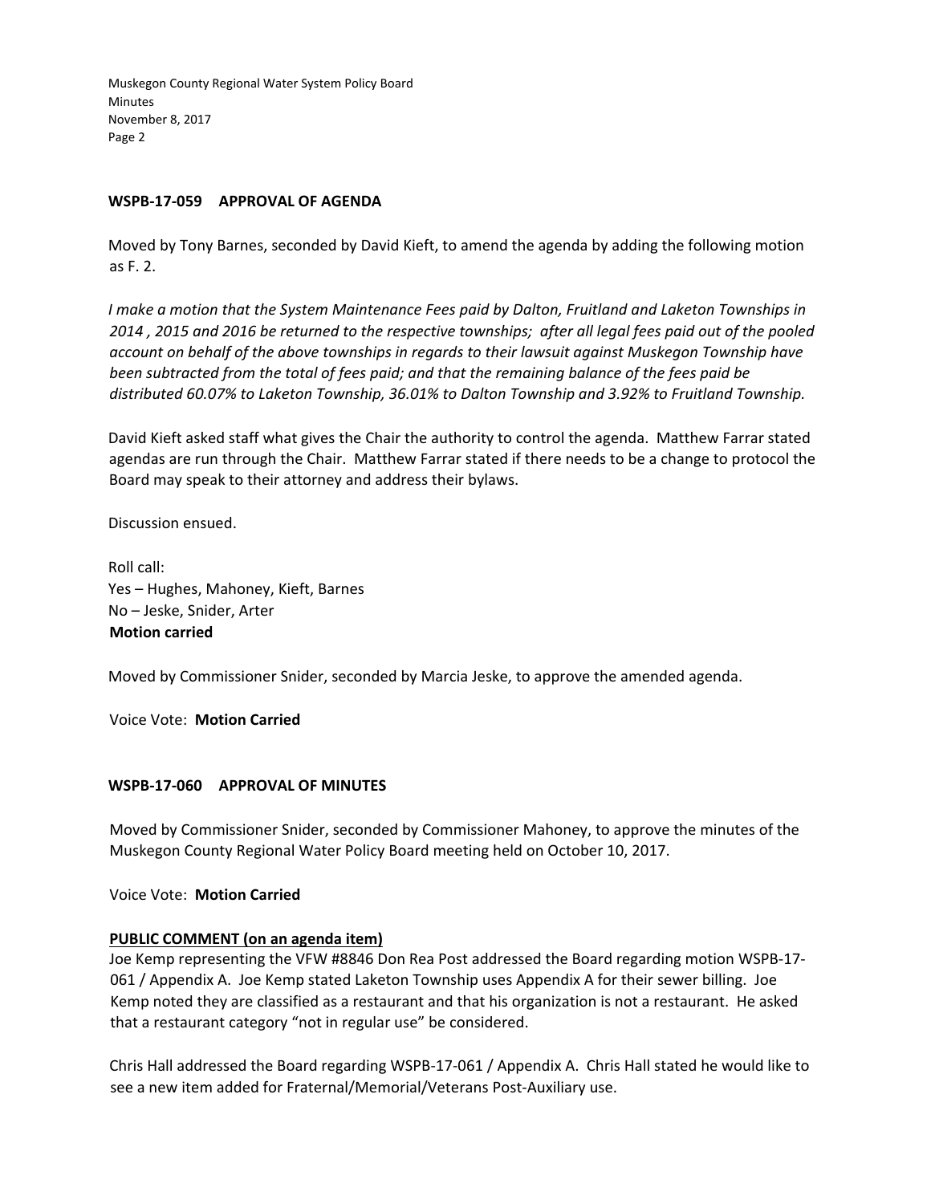**WSPB-17-059 APPROVAL OF AGENDA**

Moved by Tony Barnes, seconded by David Kieft, to amend the agenda by adding the following motion as F. 2.

*I make a motion that the System Maintenance Fees paid by Dalton, Fruitland and Laketon Townships in 2014 , 2015 and 2016 be returned to the respective townships; after all legal fees paid out of the pooled account on behalf of the above townships in regards to their lawsuit against Muskegon Township have been subtracted from the total of fees paid; and that the remaining balance of the fees paid be distributed 60.07% to Laketon Township, 36.01% to Dalton Township and 3.92% to Fruitland Township.*

David Kieft asked staff what gives the Chair the authority to control the agenda. Matthew Farrar stated agendas are run through the Chair. Matthew Farrar stated if there needs to be a change to protocol the Board may speak to their attorney and address their bylaws.

Discussion ensued.

Roll call:
Yes – Hughes, Mahoney, Kieft, Barnes
No – Jeske, Snider, Arter
**Motion carried**

Moved by Commissioner Snider, seconded by Marcia Jeske, to approve the amended agenda.

Voice Vote: **Motion Carried**

**WSPB-17-060 APPROVAL OF MINUTES**

Moved by Commissioner Snider, seconded by Commissioner Mahoney, to approve the minutes of the Muskegon County Regional Water Policy Board meeting held on October 10, 2017.

Voice Vote: **Motion Carried**

**PUBLIC COMMENT (on an agenda item)**

Joe Kemp representing the VFW #8846 Don Rea Post addressed the Board regarding motion WSPB-17-061 / Appendix A. Joe Kemp stated Laketon Township uses Appendix A for their sewer billing. Joe Kemp noted they are classified as a restaurant and that his organization is not a restaurant. He asked that a restaurant category "not in regular use" be considered.

Chris Hall addressed the Board regarding WSPB-17-061 / Appendix A. Chris Hall stated he would like to see a new item added for Fraternal/Memorial/Veterans Post-Auxiliary use.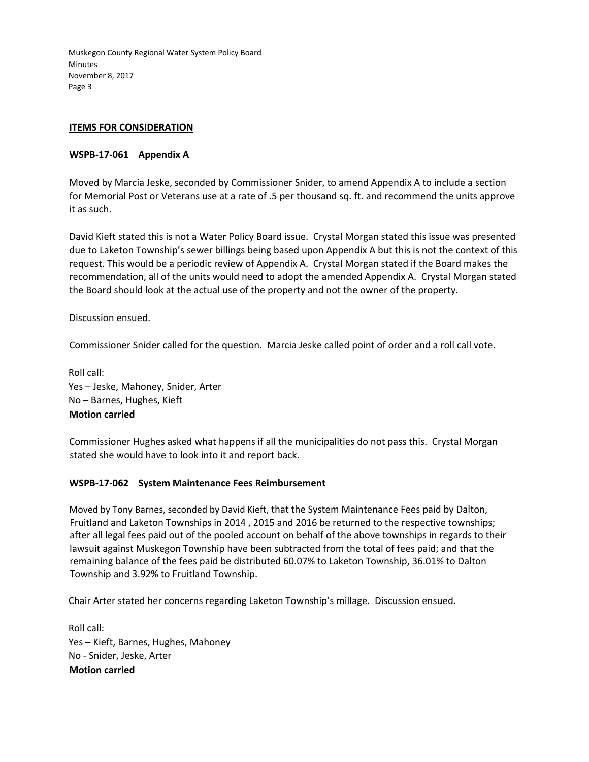## ITEMS FOR CONSIDERATION

### WSPB-17-061 Appendix A

Moved by Marcia Jeske, seconded by Commissioner Snider, to amend Appendix A to include a section for Memorial Post or Veterans use at a rate of .5 per thousand sq. ft. and recommend the units approve it as such.

David Kieft stated this is not a Water Policy Board issue. Crystal Morgan stated this issue was presented due to Laketon Township's sewer billings being based upon Appendix A but this is not the context of this request. This would be a periodic review of Appendix A. Crystal Morgan stated if the Board makes the recommendation, all of the units would need to adopt the amended Appendix A. Crystal Morgan stated the Board should look at the actual use of the property and not the owner of the property.

Discussion ensued.

Commissioner Snider called for the question. Marcia Jeske called point of order and a roll call vote.

Roll call:
Yes – Jeske, Mahoney, Snider, Arter
No – Barnes, Hughes, Kieft
**Motion carried**

Commissioner Hughes asked what happens if all the municipalities do not pass this. Crystal Morgan stated she would have to look into it and report back.

### WSPB-17-062 System Maintenance Fees Reimbursement

Moved by Tony Barnes, seconded by David Kieft, that the System Maintenance Fees paid by Dalton, Fruitland and Laketon Townships in 2014 , 2015 and 2016 be returned to the respective townships; after all legal fees paid out of the pooled account on behalf of the above townships in regards to their lawsuit against Muskegon Township have been subtracted from the total of fees paid; and that the remaining balance of the fees paid be distributed 60.07% to Laketon Township, 36.01% to Dalton Township and 3.92% to Fruitland Township.

Chair Arter stated her concerns regarding Laketon Township's millage. Discussion ensued.

Roll call:
Yes – Kieft, Barnes, Hughes, Mahoney
No - Snider, Jeske, Arter
**Motion carried**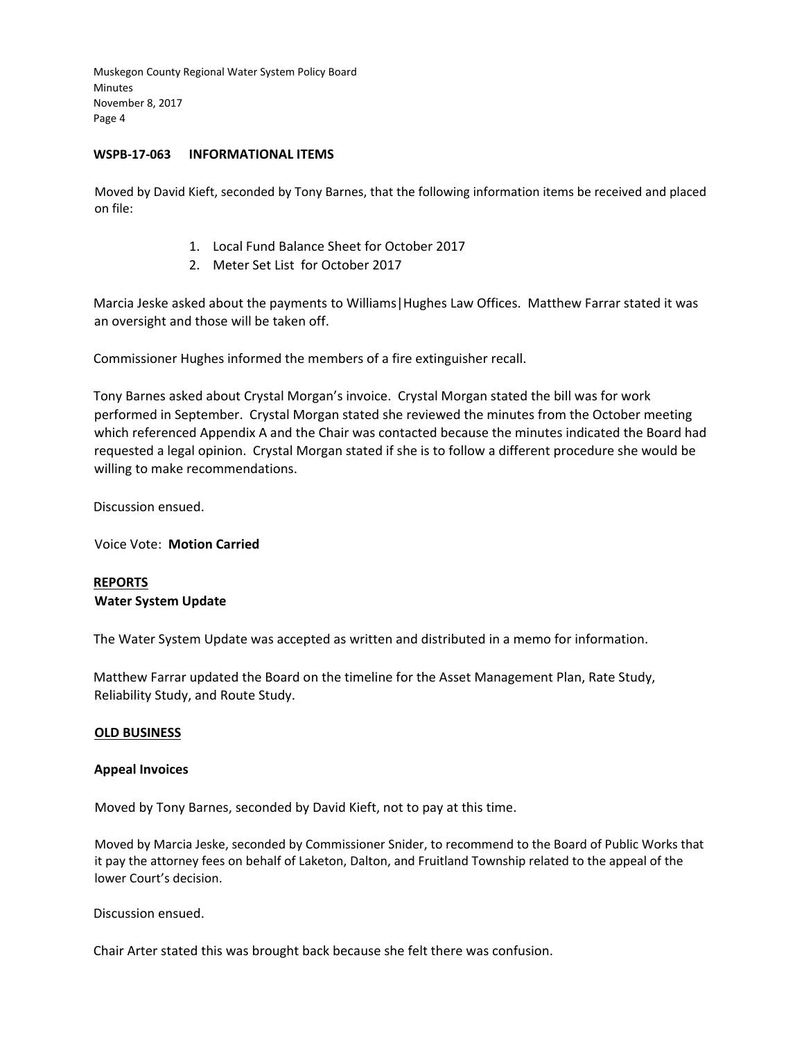**WSPB-17-063 INFORMATIONAL ITEMS**

Moved by David Kieft, seconded by Tony Barnes, that the following information items be received and placed on file:

1. Local Fund Balance Sheet for October 2017
2. Meter Set List for October 2017

Marcia Jeske asked about the payments to Williams|Hughes Law Offices. Matthew Farrar stated it was an oversight and those will be taken off.

Commissioner Hughes informed the members of a fire extinguisher recall.

Tony Barnes asked about Crystal Morgan's invoice. Crystal Morgan stated the bill was for work performed in September. Crystal Morgan stated she reviewed the minutes from the October meeting which referenced Appendix A and the Chair was contacted because the minutes indicated the Board had requested a legal opinion. Crystal Morgan stated if she is to follow a different procedure she would be willing to make recommendations.

Discussion ensued.

Voice Vote: **Motion Carried**

## REPORTS

**Water System Update**

The Water System Update was accepted as written and distributed in a memo for information.

Matthew Farrar updated the Board on the timeline for the Asset Management Plan, Rate Study, Reliability Study, and Route Study.

## OLD BUSINESS

**Appeal Invoices**

Moved by Tony Barnes, seconded by David Kieft, not to pay at this time.

Moved by Marcia Jeske, seconded by Commissioner Snider, to recommend to the Board of Public Works that it pay the attorney fees on behalf of Laketon, Dalton, and Fruitland Township related to the appeal of the lower Court's decision.

Discussion ensued.

Chair Arter stated this was brought back because she felt there was confusion.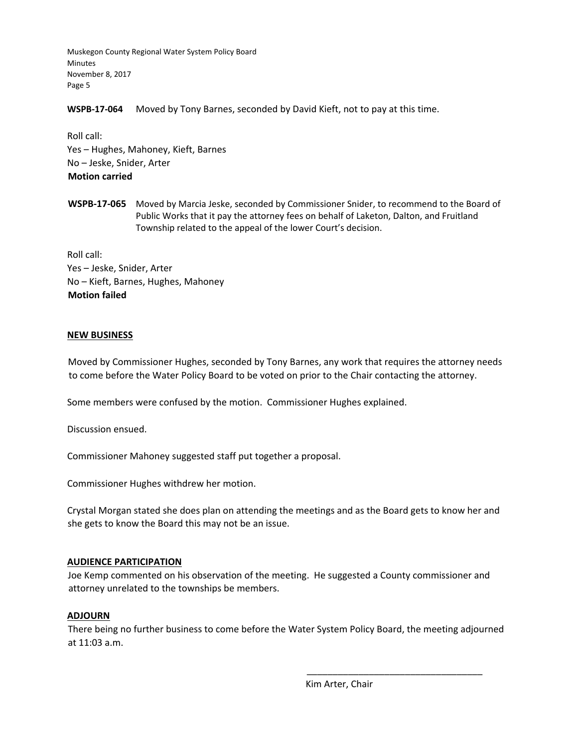**WSPB-17-064** Moved by Tony Barnes, seconded by David Kieft, not to pay at this time.

Roll call:
Yes – Hughes, Mahoney, Kieft, Barnes
No – Jeske, Snider, Arter
**Motion carried**

**WSPB-17-065** Moved by Marcia Jeske, seconded by Commissioner Snider, to recommend to the Board of Public Works that it pay the attorney fees on behalf of Laketon, Dalton, and Fruitland Township related to the appeal of the lower Court's decision.

Roll call:
Yes – Jeske, Snider, Arter
No – Kieft, Barnes, Hughes, Mahoney
**Motion failed**

## NEW BUSINESS

Moved by Commissioner Hughes, seconded by Tony Barnes, any work that requires the attorney needs to come before the Water Policy Board to be voted on prior to the Chair contacting the attorney.

Some members were confused by the motion. Commissioner Hughes explained.

Discussion ensued.

Commissioner Mahoney suggested staff put together a proposal.

Commissioner Hughes withdrew her motion.

Crystal Morgan stated she does plan on attending the meetings and as the Board gets to know her and she gets to know the Board this may not be an issue.

## AUDIENCE PARTICIPATION

Joe Kemp commented on his observation of the meeting. He suggested a County commissioner and attorney unrelated to the townships be members.

## ADJOURN

There being no further business to come before the Water System Policy Board, the meeting adjourned at 11:03 a.m.

\_\_\_\_\_\_\_\_\_\_\_\_\_\_\_\_\_\_\_\_\_\_\_\_\_\_\_\_\_\_\_\_\_\_

Kim Arter, Chair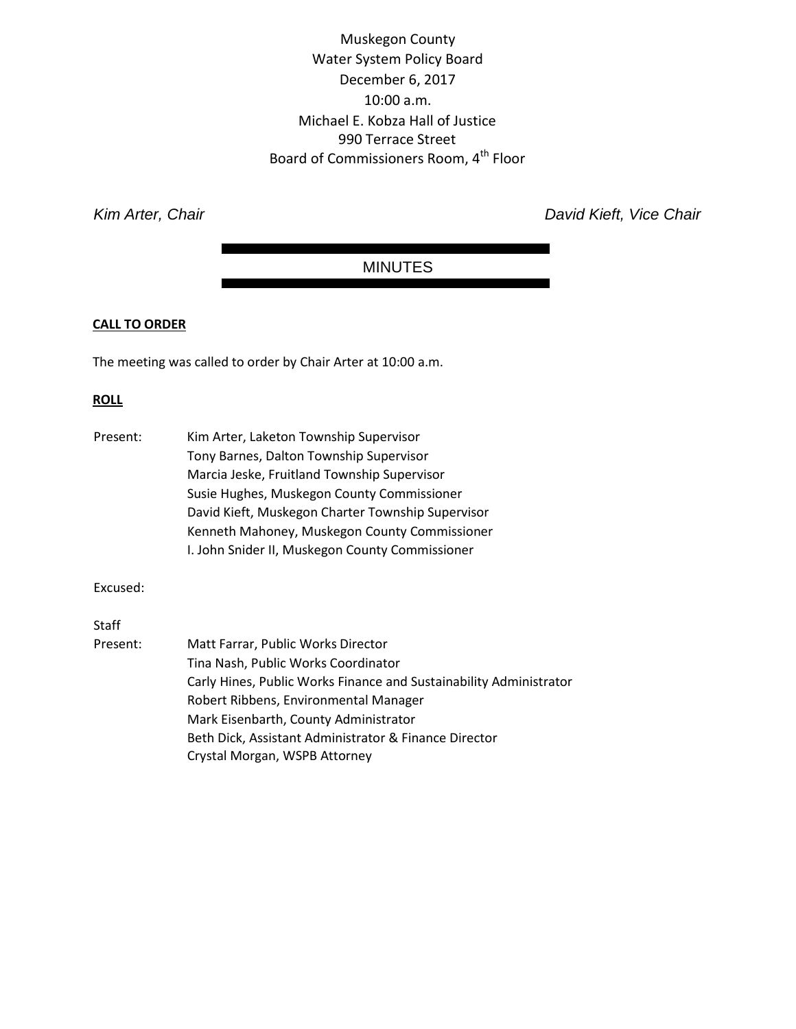Muskegon County
Water System Policy Board
December 6, 2017
10:00 a.m.
Michael E. Kobza Hall of Justice
990 Terrace Street
Board of Commissioners Room, 4th Floor

*Kim Arter, Chair* *David Kieft, Vice Chair*

## MINUTES

**CALL TO ORDER**

The meeting was called to order by Chair Arter at 10:00 a.m.

**ROLL**

Present:
Kim Arter, Laketon Township Supervisor
Tony Barnes, Dalton Township Supervisor
Marcia Jeske, Fruitland Township Supervisor
Susie Hughes, Muskegon County Commissioner
David Kieft, Muskegon Charter Township Supervisor
Kenneth Mahoney, Muskegon County Commissioner
I. John Snider II, Muskegon County Commissioner

Excused:

Staff Present:
Matt Farrar, Public Works Director
Tina Nash, Public Works Coordinator
Carly Hines, Public Works Finance and Sustainability Administrator
Robert Ribbens, Environmental Manager
Mark Eisenbarth, County Administrator
Beth Dick, Assistant Administrator & Finance Director
Crystal Morgan, WSPB Attorney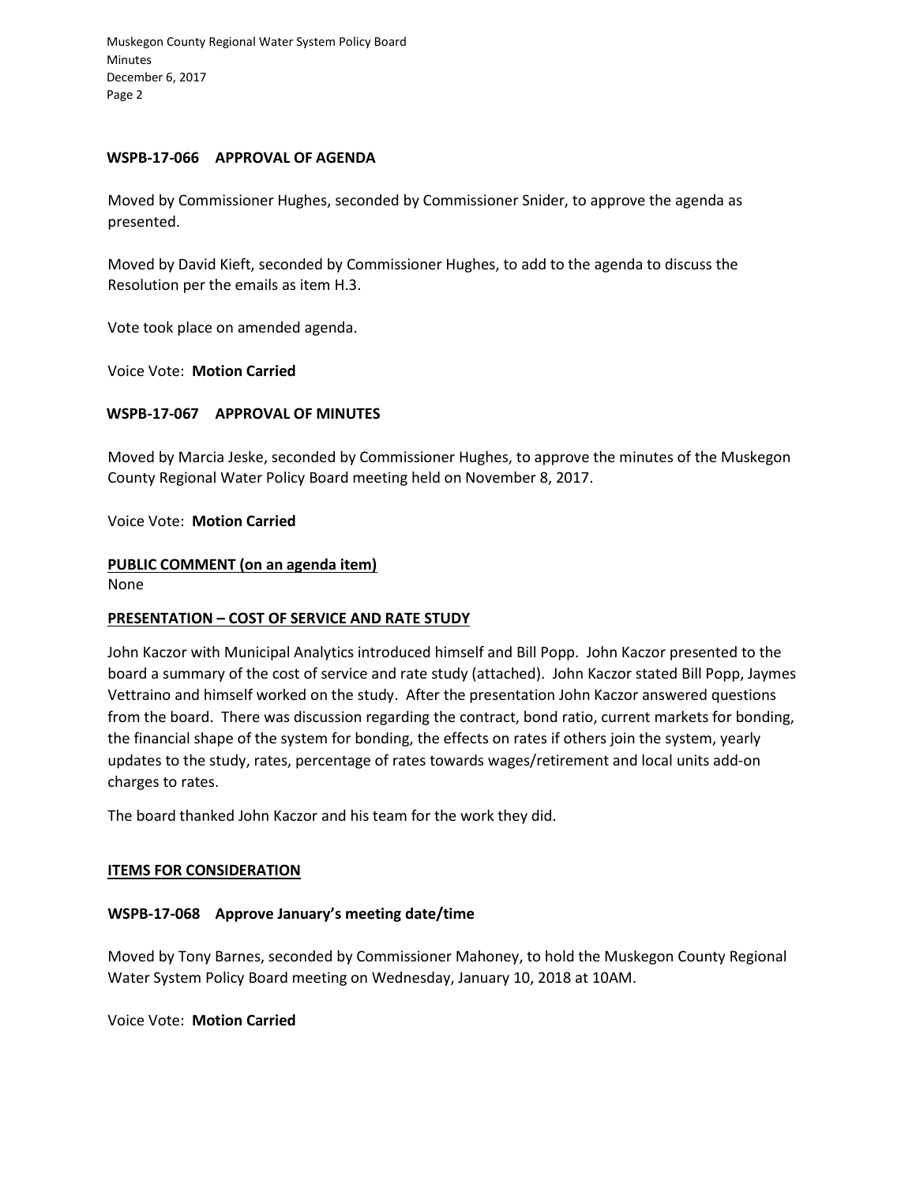**WSPB-17-066 APPROVAL OF AGENDA**

Moved by Commissioner Hughes, seconded by Commissioner Snider, to approve the agenda as presented.

Moved by David Kieft, seconded by Commissioner Hughes, to add to the agenda to discuss the Resolution per the emails as item H.3.

Vote took place on amended agenda.

Voice Vote: **Motion Carried**

**WSPB-17-067 APPROVAL OF MINUTES**

Moved by Marcia Jeske, seconded by Commissioner Hughes, to approve the minutes of the Muskegon County Regional Water Policy Board meeting held on November 8, 2017.

Voice Vote: **Motion Carried**

**PUBLIC COMMENT (on an agenda item)**

None

**PRESENTATION – COST OF SERVICE AND RATE STUDY**

John Kaczor with Municipal Analytics introduced himself and Bill Popp. John Kaczor presented to the board a summary of the cost of service and rate study (attached). John Kaczor stated Bill Popp, Jaymes Vettraino and himself worked on the study. After the presentation John Kaczor answered questions from the board. There was discussion regarding the contract, bond ratio, current markets for bonding, the financial shape of the system for bonding, the effects on rates if others join the system, yearly updates to the study, rates, percentage of rates towards wages/retirement and local units add-on charges to rates.

The board thanked John Kaczor and his team for the work they did.

**ITEMS FOR CONSIDERATION**

**WSPB-17-068 Approve January's meeting date/time**

Moved by Tony Barnes, seconded by Commissioner Mahoney, to hold the Muskegon County Regional Water System Policy Board meeting on Wednesday, January 10, 2018 at 10AM.

Voice Vote: **Motion Carried**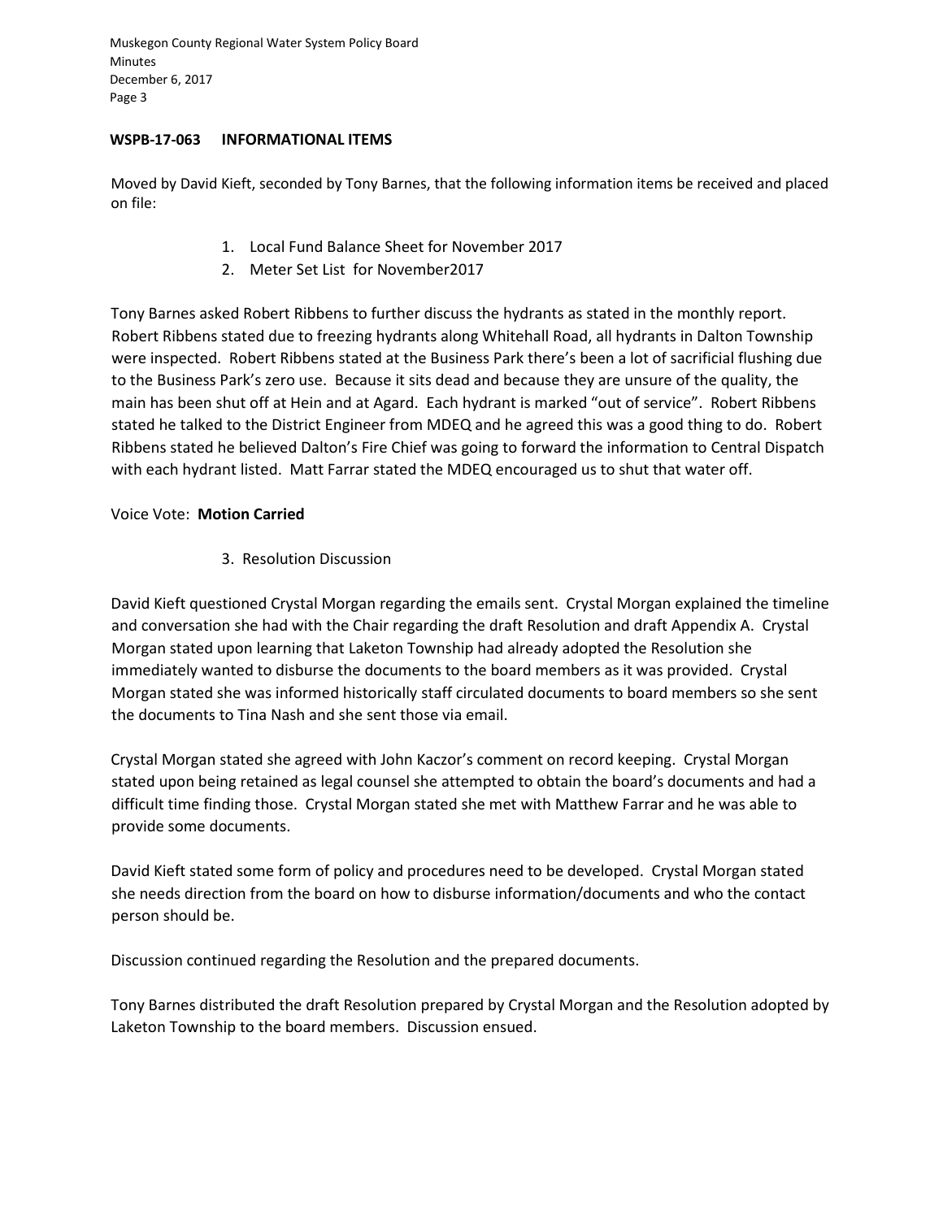**WSPB-17-063 INFORMATIONAL ITEMS**

Moved by David Kieft, seconded by Tony Barnes, that the following information items be received and placed on file:

1. Local Fund Balance Sheet for November 2017
2. Meter Set List for November2017

Tony Barnes asked Robert Ribbens to further discuss the hydrants as stated in the monthly report. Robert Ribbens stated due to freezing hydrants along Whitehall Road, all hydrants in Dalton Township were inspected. Robert Ribbens stated at the Business Park there's been a lot of sacrificial flushing due to the Business Park's zero use. Because it sits dead and because they are unsure of the quality, the main has been shut off at Hein and at Agard. Each hydrant is marked "out of service". Robert Ribbens stated he talked to the District Engineer from MDEQ and he agreed this was a good thing to do. Robert Ribbens stated he believed Dalton's Fire Chief was going to forward the information to Central Dispatch with each hydrant listed. Matt Farrar stated the MDEQ encouraged us to shut that water off.

Voice Vote: **Motion Carried**

3. Resolution Discussion

David Kieft questioned Crystal Morgan regarding the emails sent. Crystal Morgan explained the timeline and conversation she had with the Chair regarding the draft Resolution and draft Appendix A. Crystal Morgan stated upon learning that Laketon Township had already adopted the Resolution she immediately wanted to disburse the documents to the board members as it was provided. Crystal Morgan stated she was informed historically staff circulated documents to board members so she sent the documents to Tina Nash and she sent those via email.

Crystal Morgan stated she agreed with John Kaczor's comment on record keeping. Crystal Morgan stated upon being retained as legal counsel she attempted to obtain the board's documents and had a difficult time finding those. Crystal Morgan stated she met with Matthew Farrar and he was able to provide some documents.

David Kieft stated some form of policy and procedures need to be developed. Crystal Morgan stated she needs direction from the board on how to disburse information/documents and who the contact person should be.

Discussion continued regarding the Resolution and the prepared documents.

Tony Barnes distributed the draft Resolution prepared by Crystal Morgan and the Resolution adopted by Laketon Township to the board members. Discussion ensued.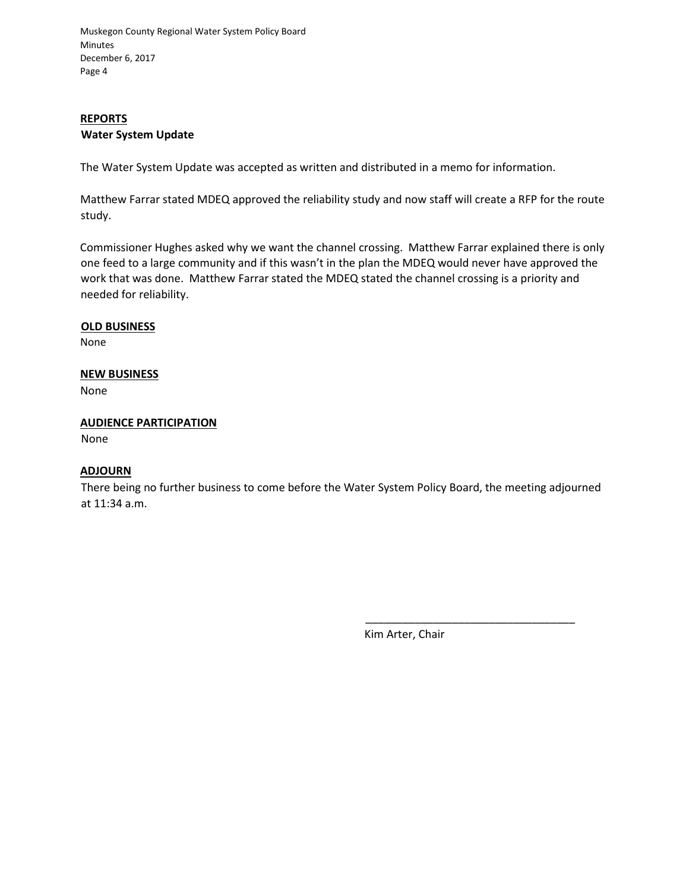**REPORTS**

**Water System Update**

The Water System Update was accepted as written and distributed in a memo for information.

Matthew Farrar stated MDEQ approved the reliability study and now staff will create a RFP for the route study.

Commissioner Hughes asked why we want the channel crossing. Matthew Farrar explained there is only one feed to a large community and if this wasn't in the plan the MDEQ would never have approved the work that was done. Matthew Farrar stated the MDEQ stated the channel crossing is a priority and needed for reliability.

**OLD BUSINESS**

None

**NEW BUSINESS**

None

**AUDIENCE PARTICIPATION**

None

**ADJOURN**

There being no further business to come before the Water System Policy Board, the meeting adjourned at 11:34 a.m.

\_\_\_\_\_\_\_\_\_\_\_\_\_\_\_\_\_\_\_\_\_\_\_\_\_\_\_\_\_\_\_\_\_\_

Kim Arter, Chair